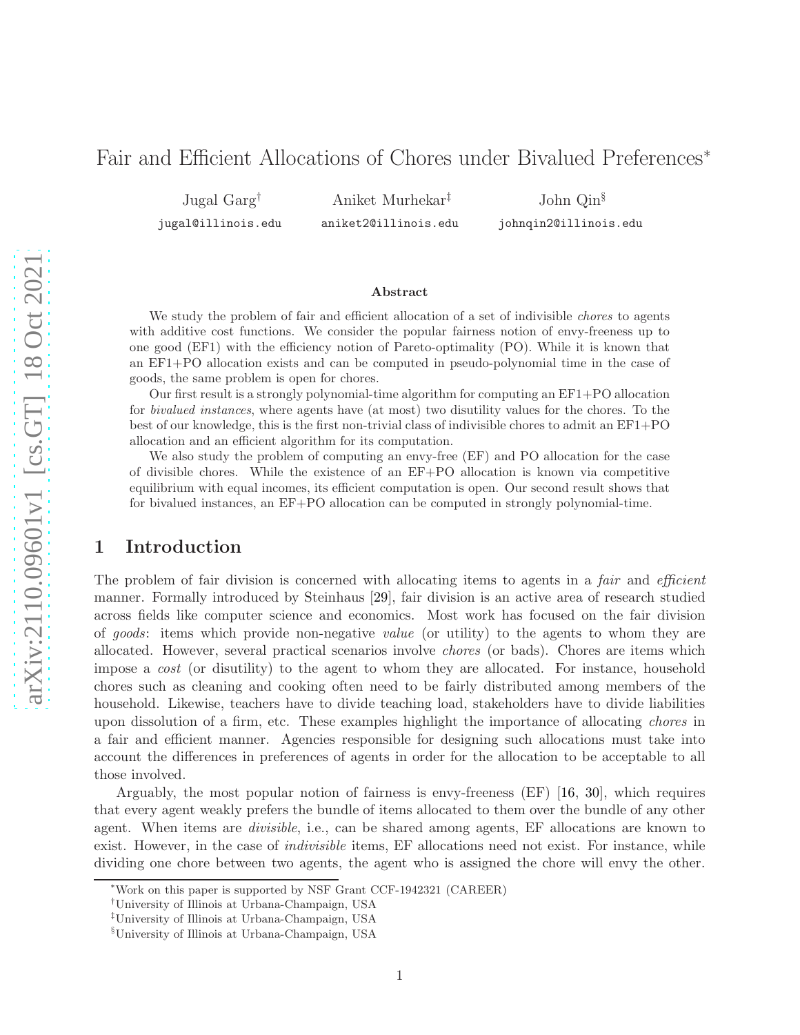# Fair and Efficient Allocations of Chores under Bivalued Preferences*

Jugal Garg[†] jugal@illinois.edu

Aniket Murhekar[‡] aniket2@illinois.edu

John Qin[§] johnqin2@illinois.edu

### Abstract

We study the problem of fair and efficient allocation of a set of indivisible *chores* to agents with additive cost functions. We consider the popular fairness notion of envy-freeness up to one good (EF1) with the efficiency notion of Pareto-optimality (PO). While it is known that an EF1+PO allocation exists and can be computed in pseudo-polynomial time in the case of goods, the same problem is open for chores.

Our first result is a strongly polynomial-time algorithm for computing an EF1+PO allocation for *bivalued instances*, where agents have (at most) two disutility values for the chores. To the best of our knowledge, this is the first non-trivial class of indivisible chores to admit an EF1+PO allocation and an efficient algorithm for its computation.

We also study the problem of computing an envy-free (EF) and PO allocation for the case of divisible chores. While the existence of an EF+PO allocation is known via competitive equilibrium with equal incomes, its efficient computation is open. Our second result shows that for bivalued instances, an EF+PO allocation can be computed in strongly polynomial-time.

## 1 Introduction

The problem of fair division is concerned with allocating items to agents in a *fair* and *efficient* manner. Formally introduced by Steinhaus [29], fair division is an active area of research studied across fields like computer science and economics. Most work has focused on the fair division of *goods*: items which provide non-negative *value* (or utility) to the agents to whom they are allocated. However, several practical scenarios involve *chores* (or bads). Chores are items which impose a *cost* (or disutility) to the agent to whom they are allocated. For instance, household chores such as cleaning and cooking often need to be fairly distributed among members of the household. Likewise, teachers have to divide teaching load, stakeholders have to divide liabilities upon dissolution of a firm, etc. These examples highlight the importance of allocating *chores* in a fair and efficient manner. Agencies responsible for designing such allocations must take into account the differences in preferences of agents in order for the allocation to be acceptable to all those involved.

Arguably, the most popular notion of fairness is envy-freeness (EF) [16, 30], which requires that every agent weakly prefers the bundle of items allocated to them over the bundle of any other agent. When items are *divisible*, i.e., can be shared among agents, EF allocations are known to exist. However, in the case of *indivisible* items, EF allocations need not exist. For instance, while dividing one chore between two agents, the agent who is assigned the chore will envy the other.

---

*Work on this paper is supported by NSF Grant CCF-1942321 (CAREER)

[†]University of Illinois at Urbana-Champaign, USA

[‡]University of Illinois at Urbana-Champaign, USA

[§]University of Illinois at Urbana-Champaign, USA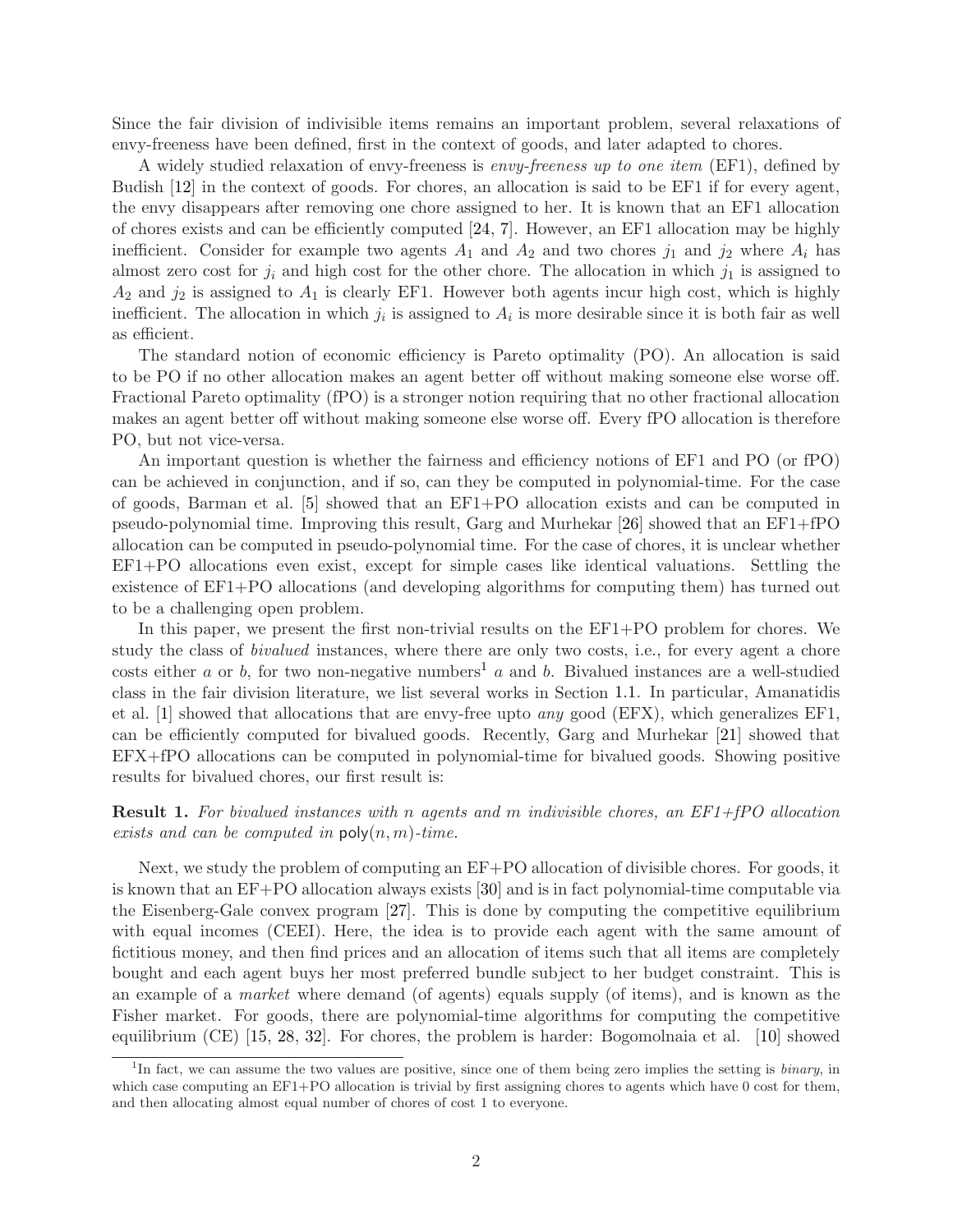Since the fair division of indivisible items remains an important problem, several relaxations of envy-freeness have been defined, first in the context of goods, and later adapted to chores.

A widely studied relaxation of envy-freeness is *envy-freeness up to one item* (EF1), defined by Budish [12] in the context of goods. For chores, an allocation is said to be EF1 if for every agent, the envy disappears after removing one chore assigned to her. It is known that an EF1 allocation of chores exists and can be efficiently computed [24, 7]. However, an EF1 allocation may be highly inefficient. Consider for example two agents $A_1$ and $A_2$ and two chores $j_1$ and $j_2$ where $A_i$ has almost zero cost for $j_i$ and high cost for the other chore. The allocation in which $j_1$ is assigned to $A_2$ and $j_2$ is assigned to $A_1$ is clearly EF1. However both agents incur high cost, which is highly inefficient. The allocation in which $j_i$ is assigned to $A_i$ is more desirable since it is both fair as well as efficient.

The standard notion of economic efficiency is Pareto optimality (PO). An allocation is said to be PO if no other allocation makes an agent better off without making someone else worse off. Fractional Pareto optimality (fPO) is a stronger notion requiring that no other fractional allocation makes an agent better off without making someone else worse off. Every fPO allocation is therefore PO, but not vice-versa.

An important question is whether the fairness and efficiency notions of EF1 and PO (or fPO) can be achieved in conjunction, and if so, can they be computed in polynomial-time. For the case of goods, Barman et al. [5] showed that an EF1+PO allocation exists and can be computed in pseudo-polynomial time. Improving this result, Garg and Murhekar [26] showed that an EF1+fPO allocation can be computed in pseudo-polynomial time. For the case of chores, it is unclear whether EF1+PO allocations even exist, except for simple cases like identical valuations. Settling the existence of EF1+PO allocations (and developing algorithms for computing them) has turned out to be a challenging open problem.

In this paper, we present the first non-trivial results on the EF1+PO problem for chores. We study the class of *bivalued* instances, where there are only two costs, i.e., for every agent a chore costs either $a$ or $b$, for two non-negative numbers[1] $a$ and $b$. Bivalued instances are a well-studied class in the fair division literature, we list several works in Section 1.1. In particular, Amanatidis et al. [1] showed that allocations that are envy-free upto *any* good (EFX), which generalizes EF1, can be efficiently computed for bivalued goods. Recently, Garg and Murhekar [21] showed that EFX+fPO allocations can be computed in polynomial-time for bivalued goods. Showing positive results for bivalued chores, our first result is:

**Result 1.** *For bivalued instances with $n$ agents and $m$ indivisible chores, an EF1+fPO allocation exists and can be computed in* $\mathsf{poly}(n, m)$*-time.*

Next, we study the problem of computing an EF+PO allocation of divisible chores. For goods, it is known that an EF+PO allocation always exists [30] and is in fact polynomial-time computable via the Eisenberg-Gale convex program [27]. This is done by computing the competitive equilibrium with equal incomes (CEEI). Here, the idea is to provide each agent with the same amount of fictitious money, and then find prices and an allocation of items such that all items are completely bought and each agent buys her most preferred bundle subject to her budget constraint. This is an example of a *market* where demand (of agents) equals supply (of items), and is known as the Fisher market. For goods, there are polynomial-time algorithms for computing the competitive equilibrium (CE) [15, 28, 32]. For chores, the problem is harder: Bogomolnaia et al. [10] showed

[1] In fact, we can assume the two values are positive, since one of them being zero implies the setting is *binary*, in which case computing an EF1+PO allocation is trivial by first assigning chores to agents which have 0 cost for them, and then allocating almost equal number of chores of cost 1 to everyone.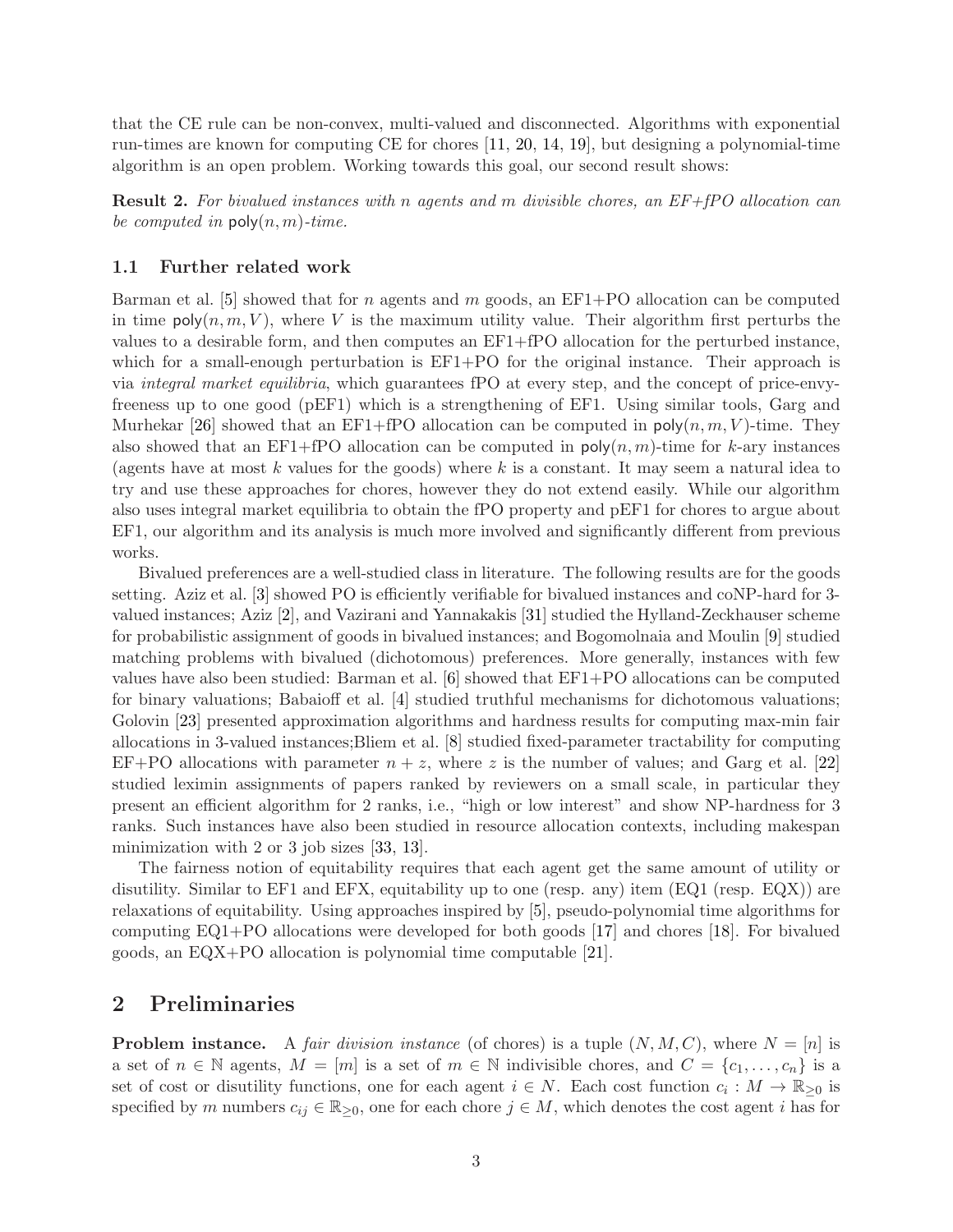that the CE rule can be non-convex, multi-valued and disconnected. Algorithms with exponential run-times are known for computing CE for chores [11, 20, 14, 19], but designing a polynomial-time algorithm is an open problem. Working towards this goal, our second result shows:

**Result 2.** *For bivalued instances with $n$ agents and $m$ divisible chores, an EF+fPO allocation can be computed in* $\mathsf{poly}(n, m)$*-time.*

### 1.1 Further related work

Barman et al. [5] showed that for $n$ agents and $m$ goods, an EF1+PO allocation can be computed in time $\mathsf{poly}(n, m, V)$, where $V$ is the maximum utility value. Their algorithm first perturbs the values to a desirable form, and then computes an EF1+fPO allocation for the perturbed instance, which for a small-enough perturbation is EF1+PO for the original instance. Their approach is via *integral market equilibria*, which guarantees fPO at every step, and the concept of price-envy-freeness up to one good (pEF1) which is a strengthening of EF1. Using similar tools, Garg and Murhekar [26] showed that an EF1+fPO allocation can be computed in $\mathsf{poly}(n, m, V)$-time. They also showed that an EF1+fPO allocation can be computed in $\mathsf{poly}(n, m)$-time for $k$-ary instances (agents have at most $k$ values for the goods) where $k$ is a constant. It may seem a natural idea to try and use these approaches for chores, however they do not extend easily. While our algorithm also uses integral market equilibria to obtain the fPO property and pEF1 for chores to argue about EF1, our algorithm and its analysis is much more involved and significantly different from previous works.

Bivalued preferences are a well-studied class in literature. The following results are for the goods setting. Aziz et al. [3] showed PO is efficiently verifiable for bivalued instances and coNP-hard for 3-valued instances; Aziz [2], and Vazirani and Yannakakis [31] studied the Hylland-Zeckhauser scheme for probabilistic assignment of goods in bivalued instances; and Bogomolnaia and Moulin [9] studied matching problems with bivalued (dichotomous) preferences. More generally, instances with few values have also been studied: Barman et al. [6] showed that EF1+PO allocations can be computed for binary valuations; Babaioff et al. [4] studied truthful mechanisms for dichotomous valuations; Golovin [23] presented approximation algorithms and hardness results for computing max-min fair allocations in 3-valued instances;Bliem et al. [8] studied fixed-parameter tractability for computing EF+PO allocations with parameter $n + z$, where $z$ is the number of values; and Garg et al. [22] studied leximin assignments of papers ranked by reviewers on a small scale, in particular they present an efficient algorithm for 2 ranks, i.e., "high or low interest" and show NP-hardness for 3 ranks. Such instances have also been studied in resource allocation contexts, including makespan minimization with 2 or 3 job sizes [33, 13].

The fairness notion of equitability requires that each agent get the same amount of utility or disutility. Similar to EF1 and EFX, equitability up to one (resp. any) item (EQ1 (resp. EQX)) are relaxations of equitability. Using approaches inspired by [5], pseudo-polynomial time algorithms for computing EQ1+PO allocations were developed for both goods [17] and chores [18]. For bivalued goods, an EQX+PO allocation is polynomial time computable [21].

## 2 Preliminaries

**Problem instance.** A *fair division instance* (of chores) is a tuple $(N, M, C)$, where $N = [n]$ is a set of $n \in \mathbb{N}$ agents, $M = [m]$ is a set of $m \in \mathbb{N}$ indivisible chores, and $C = \{c_1, \dots, c_n\}$ is a set of cost or disutility functions, one for each agent $i \in N$. Each cost function $c_i : M \to \mathbb{R}_{\geq 0}$ is specified by $m$ numbers $c_{ij} \in \mathbb{R}_{\geq 0}$, one for each chore $j \in M$, which denotes the cost agent $i$ has for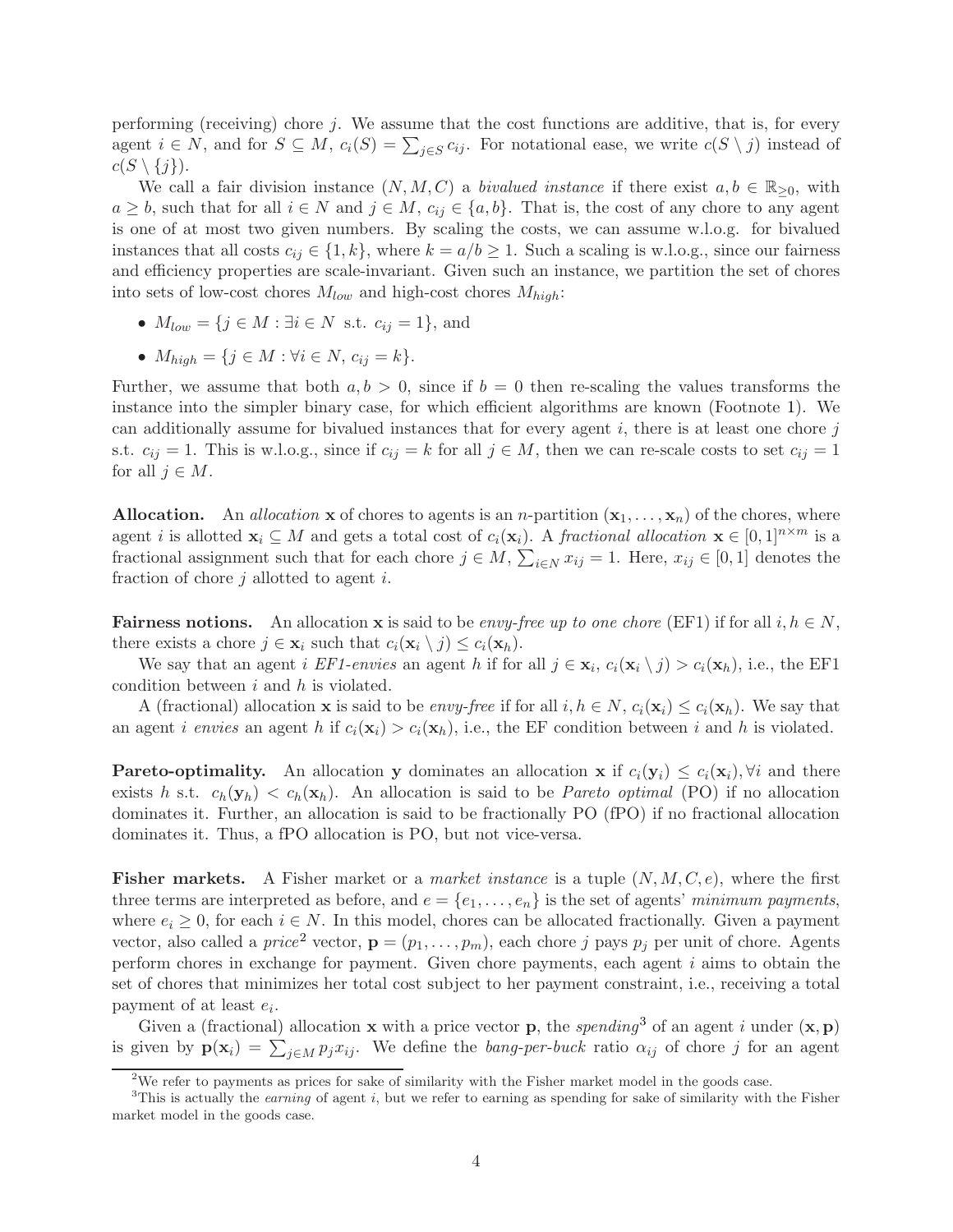performing (receiving) chore $j$. We assume that the cost functions are additive, that is, for every agent $i \in N$, and for $S \subseteq M$, $c_i(S) = \sum_{j \in S} c_{ij}$. For notational ease, we write $c(S \setminus j)$ instead of $c(S \setminus \{j\})$.

We call a fair division instance $(N, M, C)$ a *bivalued instance* if there exist $a, b \in \mathbb{R}_{\geq 0}$, with $a \geq b$, such that for all $i \in N$ and $j \in M$, $c_{ij} \in \{a, b\}$. That is, the cost of any chore to any agent is one of at most two given numbers. By scaling the costs, we can assume w.l.o.g. for bivalued instances that all costs $c_{ij} \in \{1, k\}$, where $k = a/b \geq 1$. Such a scaling is w.l.o.g., since our fairness and efficiency properties are scale-invariant. Given such an instance, we partition the set of chores into sets of low-cost chores $M_{low}$ and high-cost chores $M_{high}$:

- $M_{low} = \{j \in M : \exists i \in N \text{ s.t. } c_{ij} = 1\}$, and
- $M_{high} = \{j \in M : \forall i \in N, c_{ij} = k\}$.

Further, we assume that both $a, b > 0$, since if $b = 0$ then re-scaling the values transforms the instance into the simpler binary case, for which efficient algorithms are known (Footnote 1). We can additionally assume for bivalued instances that for every agent $i$, there is at least one chore $j$ s.t. $c_{ij} = 1$. This is w.l.o.g., since if $c_{ij} = k$ for all $j \in M$, then we can re-scale costs to set $c_{ij} = 1$ for all $j \in M$.

**Allocation.** An *allocation* $\mathbf{x}$ of chores to agents is an $n$-partition $(\mathbf{x}_1, \dots, \mathbf{x}_n)$ of the chores, where agent $i$ is allotted $\mathbf{x}_i \subseteq M$ and gets a total cost of $c_i(\mathbf{x}_i)$. A *fractional allocation* $\mathbf{x} \in [0,1]^{n \times m}$ is a fractional assignment such that for each chore $j \in M$, $\sum_{i \in N} x_{ij} = 1$. Here, $x_{ij} \in [0, 1]$ denotes the fraction of chore $j$ allotted to agent $i$.

**Fairness notions.** An allocation $\mathbf{x}$ is said to be *envy-free up to one chore* (EF1) if for all $i, h \in N$, there exists a chore $j \in \mathbf{x}_i$ such that $c_i(\mathbf{x}_i \setminus j) \leq c_i(\mathbf{x}_h)$.

We say that an agent $i$ *EF1-envies* an agent $h$ if for all $j \in \mathbf{x}_i$, $c_i(\mathbf{x}_i \setminus j) > c_i(\mathbf{x}_h)$, i.e., the EF1 condition between $i$ and $h$ is violated.

A (fractional) allocation $\mathbf{x}$ is said to be *envy-free* if for all $i, h \in N$, $c_i(\mathbf{x}_i) \leq c_i(\mathbf{x}_h)$. We say that an agent $i$ *envies* an agent $h$ if $c_i(\mathbf{x}_i) > c_i(\mathbf{x}_h)$, i.e., the EF condition between $i$ and $h$ is violated.

**Pareto-optimality.** An allocation $\mathbf{y}$ dominates an allocation $\mathbf{x}$ if $c_i(\mathbf{y}_i) \leq c_i(\mathbf{x}_i), \forall i$ and there exists $h$ s.t. $c_h(\mathbf{y}_h) < c_h(\mathbf{x}_h)$. An allocation is said to be *Pareto optimal* (PO) if no allocation dominates it. Further, an allocation is said to be fractionally PO (fPO) if no fractional allocation dominates it. Thus, a fPO allocation is PO, but not vice-versa.

**Fisher markets.** A Fisher market or a *market instance* is a tuple $(N, M, C, e)$, where the first three terms are interpreted as before, and $e = \{e_1, \dots, e_n\}$ is the set of agents' *minimum payments*, where $e_i \geq 0$, for each $i \in N$. In this model, chores can be allocated fractionally. Given a payment vector, also called a *price*[2] vector, $\mathbf{p} = (p_1, \dots, p_m)$, each chore $j$ pays $p_j$ per unit of chore. Agents perform chores in exchange for payment. Given chore payments, each agent $i$ aims to obtain the set of chores that minimizes her total cost subject to her payment constraint, i.e., receiving a total payment of at least $e_i$.

Given a (fractional) allocation $\mathbf{x}$ with a price vector $\mathbf{p}$, the *spending*[3] of an agent $i$ under $(\mathbf{x}, \mathbf{p})$ is given by $\mathbf{p}(\mathbf{x}_i) = \sum_{j \in M} p_j x_{ij}$. We define the *bang-per-buck* ratio $\alpha_{ij}$ of chore $j$ for an agent

[2] We refer to payments as prices for sake of similarity with the Fisher market model in the goods case.

[3] This is actually the *earning* of agent $i$, but we refer to earning as spending for sake of similarity with the Fisher market model in the goods case.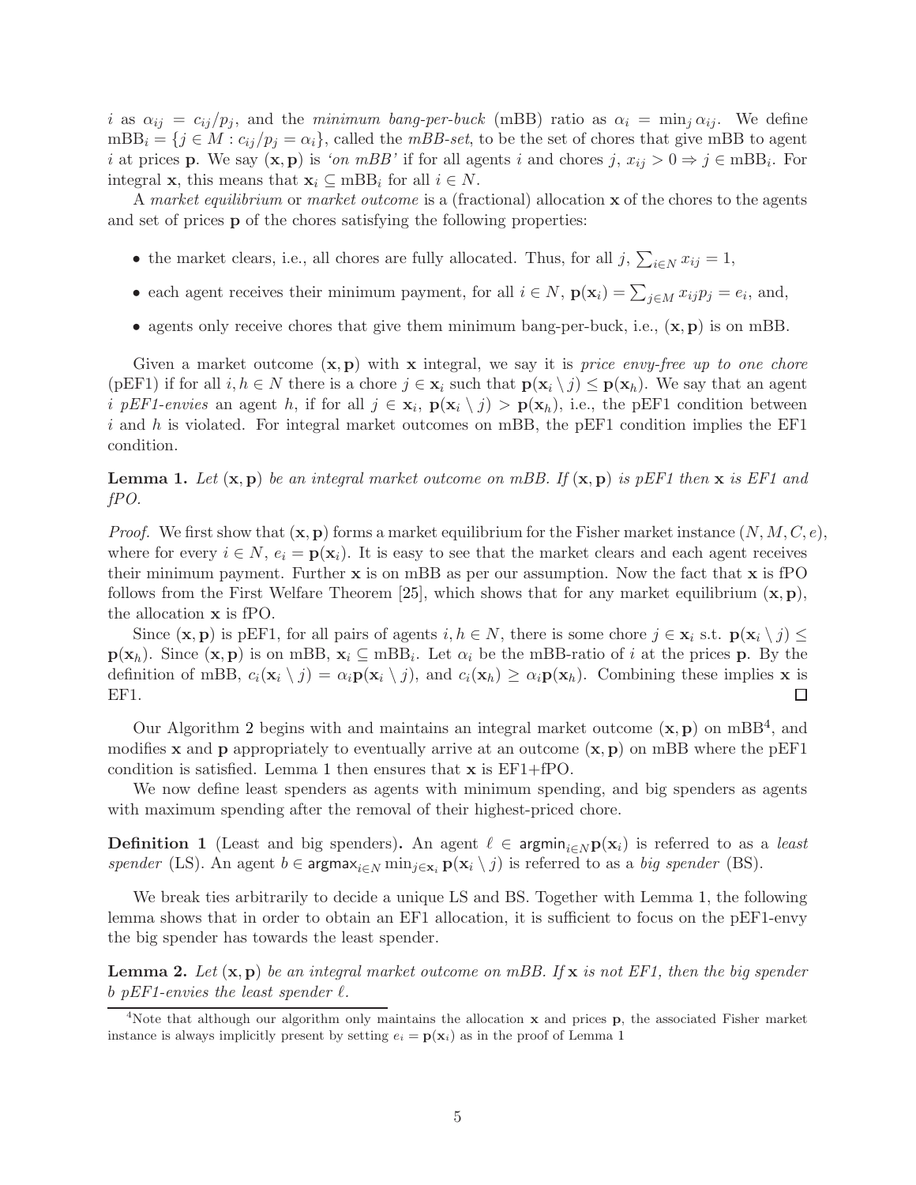$i$ as $\alpha_{ij} = c_{ij}/p_j$, and the *minimum bang-per-buck* (mBB) ratio as $\alpha_i = \min_j \alpha_{ij}$. We define $\text{mBB}_i = \{j \in M : c_{ij}/p_j = \alpha_i\}$, called the *mBB-set*, to be the set of chores that give mBB to agent $i$ at prices $\mathbf{p}$. We say $(\mathbf{x}, \mathbf{p})$ is *'on mBB'* if for all agents $i$ and chores $j$, $x_{ij} > 0 \Rightarrow j \in \text{mBB}_i$. For integral $\mathbf{x}$, this means that $\mathbf{x}_i \subseteq \text{mBB}_i$ for all $i \in N$.

A *market equilibrium* or *market outcome* is a (fractional) allocation $\mathbf{x}$ of the chores to the agents and set of prices $\mathbf{p}$ of the chores satisfying the following properties:

- the market clears, i.e., all chores are fully allocated. Thus, for all $j$, $\sum_{i \in N} x_{ij} = 1$,
- each agent receives their minimum payment, for all $i \in N$, $\mathbf{p}(\mathbf{x}_i) = \sum_{j \in M} x_{ij} p_j = e_i$, and,
- agents only receive chores that give them minimum bang-per-buck, i.e., $(\mathbf{x}, \mathbf{p})$ is on mBB.

Given a market outcome $(\mathbf{x}, \mathbf{p})$ with $\mathbf{x}$ integral, we say it is *price envy-free up to one chore* (pEF1) if for all $i, h \in N$ there is a chore $j \in \mathbf{x}_i$ such that $\mathbf{p}(\mathbf{x}_i \setminus j) \leq \mathbf{p}(\mathbf{x}_h)$. We say that an agent $i$ *pEF1-envies* an agent $h$, if for all $j \in \mathbf{x}_i$, $\mathbf{p}(\mathbf{x}_i \setminus j) > \mathbf{p}(\mathbf{x}_h)$, i.e., the pEF1 condition between $i$ and $h$ is violated. For integral market outcomes on mBB, the pEF1 condition implies the EF1 condition.

**Lemma 1.** *Let $(\mathbf{x}, \mathbf{p})$ be an integral market outcome on mBB. If $(\mathbf{x}, \mathbf{p})$ is pEF1 then $\mathbf{x}$ is EF1 and fPO.*

*Proof.* We first show that $(\mathbf{x}, \mathbf{p})$ forms a market equilibrium for the Fisher market instance $(N, M, C, e)$, where for every $i \in N$, $e_i = \mathbf{p}(\mathbf{x}_i)$. It is easy to see that the market clears and each agent receives their minimum payment. Further $\mathbf{x}$ is on mBB as per our assumption. Now the fact that $\mathbf{x}$ is fPO follows from the First Welfare Theorem [25], which shows that for any market equilibrium $(\mathbf{x}, \mathbf{p})$, the allocation $\mathbf{x}$ is fPO.

Since $(\mathbf{x}, \mathbf{p})$ is pEF1, for all pairs of agents $i, h \in N$, there is some chore $j \in \mathbf{x}_i$ s.t. $\mathbf{p}(\mathbf{x}_i \setminus j) \leq \mathbf{p}(\mathbf{x}_h)$. Since $(\mathbf{x}, \mathbf{p})$ is on mBB, $\mathbf{x}_i \subseteq \text{mBB}_i$. Let $\alpha_i$ be the mBB-ratio of $i$ at the prices $\mathbf{p}$. By the definition of mBB, $c_i(\mathbf{x}_i \setminus j) = \alpha_i \mathbf{p}(\mathbf{x}_i \setminus j)$, and $c_i(\mathbf{x}_h) \geq \alpha_i \mathbf{p}(\mathbf{x}_h)$. Combining these implies $\mathbf{x}$ is EF1. $\square$

Our Algorithm 2 begins with and maintains an integral market outcome $(\mathbf{x}, \mathbf{p})$ on mBB[4], and modifies $\mathbf{x}$ and $\mathbf{p}$ appropriately to eventually arrive at an outcome $(\mathbf{x}, \mathbf{p})$ on mBB where the pEF1 condition is satisfied. Lemma 1 then ensures that $\mathbf{x}$ is EF1+fPO.

We now define least spenders as agents with minimum spending, and big spenders as agents with maximum spending after the removal of their highest-priced chore.

**Definition 1** (Least and big spenders)**.** An agent $\ell \in \text{argmin}_{i \in N} \mathbf{p}(\mathbf{x}_i)$ is referred to as a *least spender* (LS). An agent $b \in \text{argmax}_{i \in N} \min_{j \in \mathbf{x}_i} \mathbf{p}(\mathbf{x}_i \setminus j)$ is referred to as a *big spender* (BS).

We break ties arbitrarily to decide a unique LS and BS. Together with Lemma 1, the following lemma shows that in order to obtain an EF1 allocation, it is sufficient to focus on the pEF1-envy the big spender has towards the least spender.

**Lemma 2.** *Let $(\mathbf{x}, \mathbf{p})$ be an integral market outcome on mBB. If $\mathbf{x}$ is not EF1, then the big spender $b$ pEF1-envies the least spender $\ell$.*

[4] Note that although our algorithm only maintains the allocation $\mathbf{x}$ and prices $\mathbf{p}$, the associated Fisher market instance is always implicitly present by setting $e_i = \mathbf{p}(\mathbf{x}_i)$ as in the proof of Lemma 1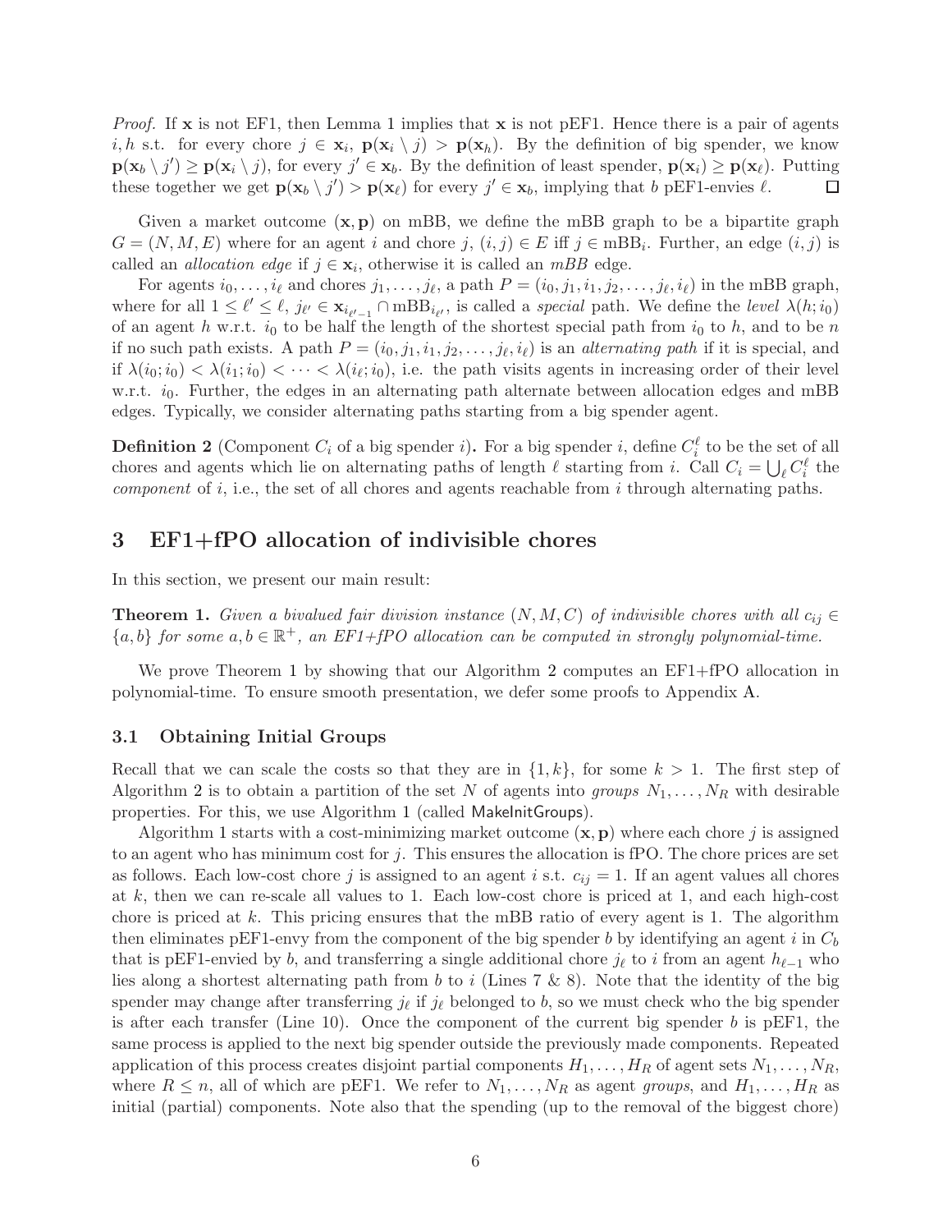*Proof.* If $\mathbf{x}$ is not EF1, then Lemma 1 implies that $\mathbf{x}$ is not pEF1. Hence there is a pair of agents $i, h$ s.t. for every chore $j \in \mathbf{x}_i$, $\mathbf{p}(\mathbf{x}_i \setminus j) > \mathbf{p}(\mathbf{x}_h)$. By the definition of big spender, we know $\mathbf{p}(\mathbf{x}_b \setminus j') \geq \mathbf{p}(\mathbf{x}_i \setminus j)$, for every $j' \in \mathbf{x}_b$. By the definition of least spender, $\mathbf{p}(\mathbf{x}_i) \geq \mathbf{p}(\mathbf{x}_\ell)$. Putting these together we get $\mathbf{p}(\mathbf{x}_b \setminus j') > \mathbf{p}(\mathbf{x}_\ell)$ for every $j' \in \mathbf{x}_b$, implying that $b$ pEF1-envies $\ell$. $\square$

Given a market outcome $(\mathbf{x}, \mathbf{p})$ on mBB, we define the mBB graph to be a bipartite graph $G = (N, M, E)$ where for an agent $i$ and chore $j$, $(i, j) \in E$ iff $j \in \text{mBB}_i$. Further, an edge $(i, j)$ is called an *allocation edge* if $j \in \mathbf{x}_i$, otherwise it is called an *mBB* edge.

For agents $i_0, \ldots, i_\ell$ and chores $j_1, \ldots, j_\ell$, a path $P = (i_0, j_1, i_1, j_2, \ldots, j_\ell, i_\ell)$ in the mBB graph, where for all $1 \leq \ell' \leq \ell$, $j_{\ell'} \in \mathbf{x}_{i_{\ell'-1}} \cap \text{mBB}_{i_{\ell'}}$, is called a *special* path. We define the *level* $\lambda(h; i_0)$ of an agent $h$ w.r.t. $i_0$ to be half the length of the shortest special path from $i_0$ to $h$, and to be $n$ if no such path exists. A path $P = (i_0, j_1, i_1, j_2, \ldots, j_\ell, i_\ell)$ is an *alternating path* if it is special, and if $\lambda(i_0; i_0) < \lambda(i_1; i_0) < \cdots < \lambda(i_\ell; i_0)$, i.e. the path visits agents in increasing order of their level w.r.t. $i_0$. Further, the edges in an alternating path alternate between allocation edges and mBB edges. Typically, we consider alternating paths starting from a big spender agent.

**Definition 2** (Component $C_i$ of a big spender $i$)**.** For a big spender $i$, define $C_i^\ell$ to be the set of all chores and agents which lie on alternating paths of length $\ell$ starting from $i$. Call $C_i = \bigcup_\ell C_i^\ell$ the *component* of $i$, i.e., the set of all chores and agents reachable from $i$ through alternating paths.

## 3 EF1+fPO allocation of indivisible chores

In this section, we present our main result:

**Theorem 1.** *Given a bivalued fair division instance $(N, M, C)$ of indivisible chores with all $c_{ij} \in \{a, b\}$ for some $a, b \in \mathbb{R}^+$, an EF1+fPO allocation can be computed in strongly polynomial-time.*

We prove Theorem 1 by showing that our Algorithm 2 computes an EF1+fPO allocation in polynomial-time. To ensure smooth presentation, we defer some proofs to Appendix A.

### 3.1 Obtaining Initial Groups

Recall that we can scale the costs so that they are in $\{1, k\}$, for some $k > 1$. The first step of Algorithm 2 is to obtain a partition of the set $N$ of agents into *groups* $N_1, \ldots, N_R$ with desirable properties. For this, we use Algorithm 1 (called MakeInitGroups).

Algorithm 1 starts with a cost-minimizing market outcome $(\mathbf{x}, \mathbf{p})$ where each chore $j$ is assigned to an agent who has minimum cost for $j$. This ensures the allocation is fPO. The chore prices are set as follows. Each low-cost chore $j$ is assigned to an agent $i$ s.t. $c_{ij} = 1$. If an agent values all chores at $k$, then we can re-scale all values to 1. Each low-cost chore is priced at 1, and each high-cost chore is priced at $k$. This pricing ensures that the mBB ratio of every agent is 1. The algorithm then eliminates pEF1-envy from the component of the big spender $b$ by identifying an agent $i$ in $C_b$ that is pEF1-envied by $b$, and transferring a single additional chore $j_\ell$ to $i$ from an agent $h_{\ell-1}$ who lies along a shortest alternating path from $b$ to $i$ (Lines 7 & 8). Note that the identity of the big spender may change after transferring $j_\ell$ if $j_\ell$ belonged to $b$, so we must check who the big spender is after each transfer (Line 10). Once the component of the current big spender $b$ is pEF1, the same process is applied to the next big spender outside the previously made components. Repeated application of this process creates disjoint partial components $H_1, \ldots, H_R$ of agent sets $N_1, \ldots, N_R$, where $R \leq n$, all of which are pEF1. We refer to $N_1, \ldots, N_R$ as agent *groups*, and $H_1, \ldots, H_R$ as initial (partial) components. Note also that the spending (up to the removal of the biggest chore)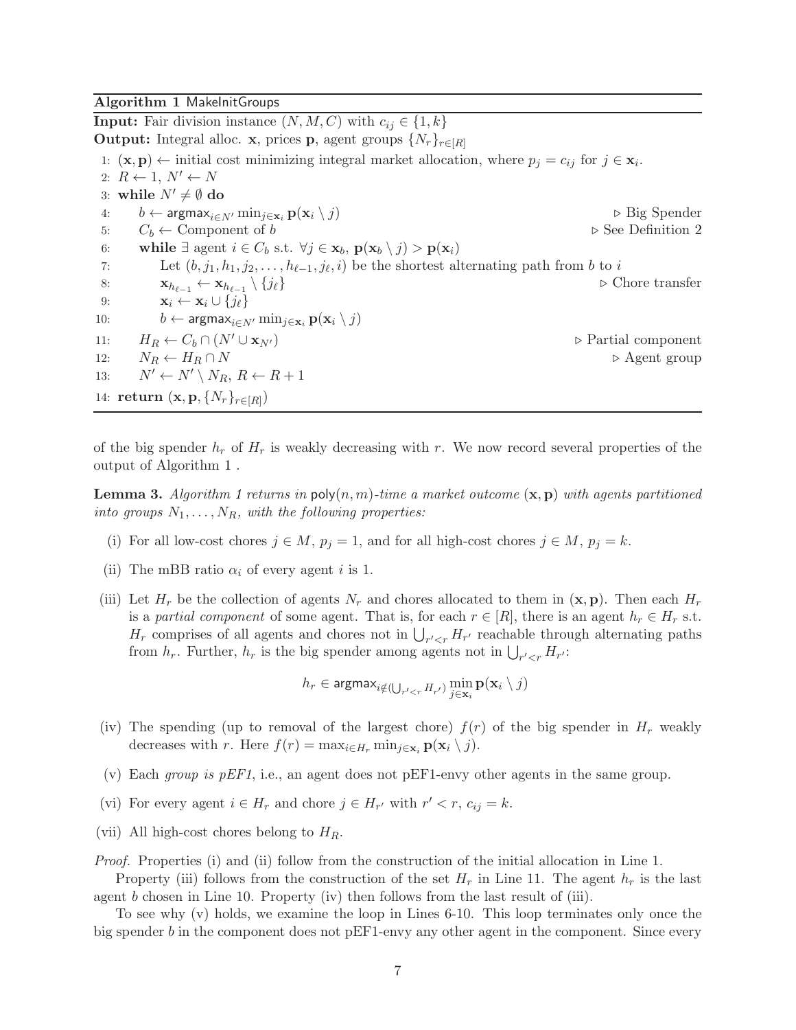**Algorithm 1** MakeInitGroups

**Input:** Fair division instance $(N, M, C)$ with $c_{ij} \in \{1, k\}$
**Output:** Integral alloc. $\mathbf{x}$, prices $\mathbf{p}$, agent groups $\{N_r\}_{r \in [R]}$

```
1: (x, p) ← initial cost minimizing integral market allocation, where p_j = c_ij for j ∈ x_i.
2: R ← 1, N' ← N
3: while N' ≠ ∅ do
4:     b ← argmax_{i∈N'} min_{j∈x_i} p(x_i \ j)                          ▷ Big Spender
5:     C_b ← Component of b                                              ▷ See Definition 2
6:     while ∃ agent i ∈ C_b s.t. ∀j ∈ x_b, p(x_b \ j) > p(x_i)
7:         Let (b, j_1, h_1, j_2, ..., h_{ℓ-1}, j_ℓ, i) be the shortest alternating path from b to i
8:         x_{h_{ℓ-1}} ← x_{h_{ℓ-1}} \ {j_ℓ}                              ▷ Chore transfer
9:         x_i ← x_i ∪ {j_ℓ}
10:        b ← argmax_{i∈N'} min_{j∈x_i} p(x_i \ j)
11:    H_R ← C_b ∩ (N' ∪ x_{N'})                                         ▷ Partial component
12:    N_R ← H_R ∩ N                                                     ▷ Agent group
13:    N' ← N' \ N_R, R ← R + 1
14: return (x, p, {N_r}_{r∈[R]})
```

of the big spender $h_r$ of $H_r$ is weakly decreasing with $r$. We now record several properties of the output of Algorithm 1 .

**Lemma 3.** *Algorithm 1 returns in* $\mathsf{poly}(n,m)$*-time a market outcome* $(\mathbf{x}, \mathbf{p})$ *with agents partitioned into groups* $N_1, \ldots, N_R$*, with the following properties:*

(i) For all low-cost chores $j \in M$, $p_j = 1$, and for all high-cost chores $j \in M$, $p_j = k$.

(ii) The mBB ratio $\alpha_i$ of every agent $i$ is 1.

(iii) Let $H_r$ be the collection of agents $N_r$ and chores allocated to them in $(\mathbf{x}, \mathbf{p})$. Then each $H_r$ is a *partial component* of some agent. That is, for each $r \in [R]$, there is an agent $h_r \in H_r$ s.t. $H_r$ comprises of all agents and chores not in $\bigcup_{r'<r} H_{r'}$ reachable through alternating paths from $h_r$. Further, $h_r$ is the big spender among agents not in $\bigcup_{r'<r} H_{r'}$:

$$h_r \in \mathsf{argmax}_{i \notin (\bigcup_{r'<r} H_{r'})} \min_{j \in \mathbf{x}_i} \mathbf{p}(\mathbf{x}_i \setminus j)$$

(iv) The spending (up to removal of the largest chore) $f(r)$ of the big spender in $H_r$ weakly decreases with $r$. Here $f(r) = \max_{i \in H_r} \min_{j \in \mathbf{x}_i} \mathbf{p}(\mathbf{x}_i \setminus j)$.

(v) Each *group is pEF1*, i.e., an agent does not pEF1-envy other agents in the same group.

(vi) For every agent $i \in H_r$ and chore $j \in H_{r'}$ with $r' < r$, $c_{ij} = k$.

(vii) All high-cost chores belong to $H_R$.

*Proof.* Properties (i) and (ii) follow from the construction of the initial allocation in Line 1.

Property (iii) follows from the construction of the set $H_r$ in Line 11. The agent $h_r$ is the last agent $b$ chosen in Line 10. Property (iv) then follows from the last result of (iii).

To see why (v) holds, we examine the loop in Lines 6-10. This loop terminates only once the big spender $b$ in the component does not pEF1-envy any other agent in the component. Since every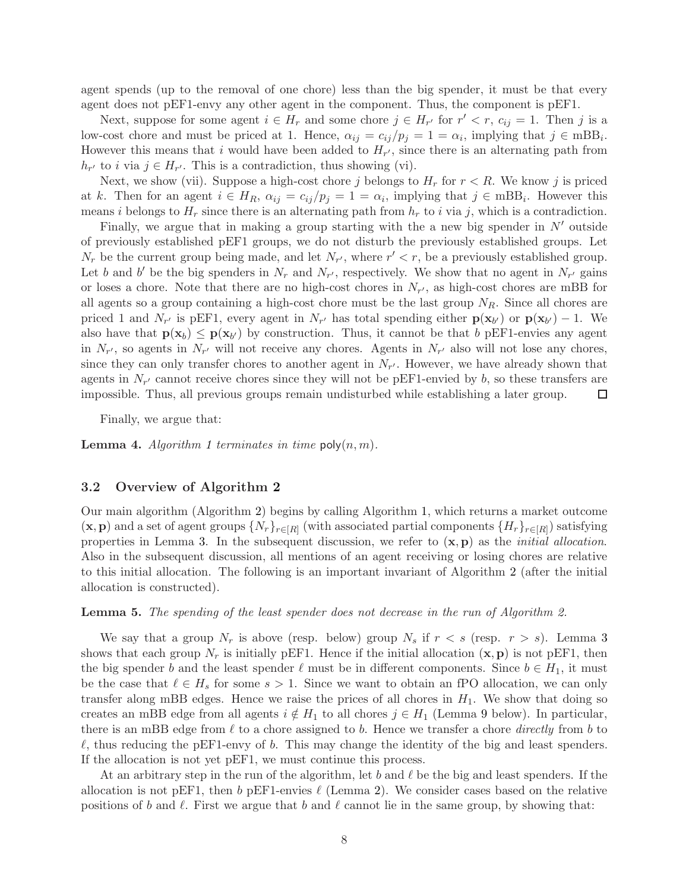agent spends (up to the removal of one chore) less than the big spender, it must be that every agent does not pEF1-envy any other agent in the component. Thus, the component is pEF1.

Next, suppose for some agent $i \in H_r$ and some chore $j \in H_{r'}$ for $r' < r$, $c_{ij} = 1$. Then $j$ is a low-cost chore and must be priced at 1. Hence, $\alpha_{ij} = c_{ij}/p_j = 1 = \alpha_i$, implying that $j \in \text{mBB}_i$. However this means that $i$ would have been added to $H_{r'}$, since there is an alternating path from $h_{r'}$ to $i$ via $j \in H_{r'}$. This is a contradiction, thus showing (vi).

Next, we show (vii). Suppose a high-cost chore $j$ belongs to $H_r$ for $r < R$. We know $j$ is priced at $k$. Then for an agent $i \in H_R$, $\alpha_{ij} = c_{ij}/p_j = 1 = \alpha_i$, implying that $j \in \text{mBB}_i$. However this means $i$ belongs to $H_r$ since there is an alternating path from $h_r$ to $i$ via $j$, which is a contradiction.

Finally, we argue that in making a group starting with the a new big spender in $N'$ outside of previously established pEF1 groups, we do not disturb the previously established groups. Let $N_r$ be the current group being made, and let $N_{r'}$, where $r' < r$, be a previously established group. Let $b$ and $b'$ be the big spenders in $N_r$ and $N_{r'}$, respectively. We show that no agent in $N_{r'}$ gains or loses a chore. Note that there are no high-cost chores in $N_{r'}$, as high-cost chores are mBB for all agents so a group containing a high-cost chore must be the last group $N_R$. Since all chores are priced 1 and $N_{r'}$ is pEF1, every agent in $N_{r'}$ has total spending either $\mathbf{p}(\mathbf{x}_{b'})$ or $\mathbf{p}(\mathbf{x}_{b'}) - 1$. We also have that $\mathbf{p}(\mathbf{x}_b) \leq \mathbf{p}(\mathbf{x}_{b'})$ by construction. Thus, it cannot be that $b$ pEF1-envies any agent in $N_{r'}$, so agents in $N_{r'}$ will not receive any chores. Agents in $N_{r'}$ also will not lose any chores, since they can only transfer chores to another agent in $N_{r'}$. However, we have already shown that agents in $N_{r'}$ cannot receive chores since they will not be pEF1-envied by $b$, so these transfers are impossible. Thus, all previous groups remain undisturbed while establishing a later group. ☐

Finally, we argue that:

**Lemma 4.** *Algorithm 1 terminates in time* $\mathsf{poly}(n, m)$.

### 3.2 Overview of Algorithm 2

Our main algorithm (Algorithm 2) begins by calling Algorithm 1, which returns a market outcome $(\mathbf{x}, \mathbf{p})$ and a set of agent groups $\{N_r\}_{r \in [R]}$ (with associated partial components $\{H_r\}_{r \in [R]}$) satisfying properties in Lemma 3. In the subsequent discussion, we refer to $(\mathbf{x}, \mathbf{p})$ as the *initial allocation*. Also in the subsequent discussion, all mentions of an agent receiving or losing chores are relative to this initial allocation. The following is an important invariant of Algorithm 2 (after the initial allocation is constructed).

**Lemma 5.** *The spending of the least spender does not decrease in the run of Algorithm 2.*

We say that a group $N_r$ is above (resp. below) group $N_s$ if $r < s$ (resp. $r > s$). Lemma 3 shows that each group $N_r$ is initially pEF1. Hence if the initial allocation $(\mathbf{x}, \mathbf{p})$ is not pEF1, then the big spender $b$ and the least spender $\ell$ must be in different components. Since $b \in H_1$, it must be the case that $\ell \in H_s$ for some $s > 1$. Since we want to obtain an fPO allocation, we can only transfer along mBB edges. Hence we raise the prices of all chores in $H_1$. We show that doing so creates an mBB edge from all agents $i \notin H_1$ to all chores $j \in H_1$ (Lemma 9 below). In particular, there is an mBB edge from $\ell$ to a chore assigned to $b$. Hence we transfer a chore *directly* from $b$ to $\ell$, thus reducing the pEF1-envy of $b$. This may change the identity of the big and least spenders. If the allocation is not yet pEF1, we must continue this process.

At an arbitrary step in the run of the algorithm, let $b$ and $\ell$ be the big and least spenders. If the allocation is not pEF1, then $b$ pEF1-envies $\ell$ (Lemma 2). We consider cases based on the relative positions of $b$ and $\ell$. First we argue that $b$ and $\ell$ cannot lie in the same group, by showing that: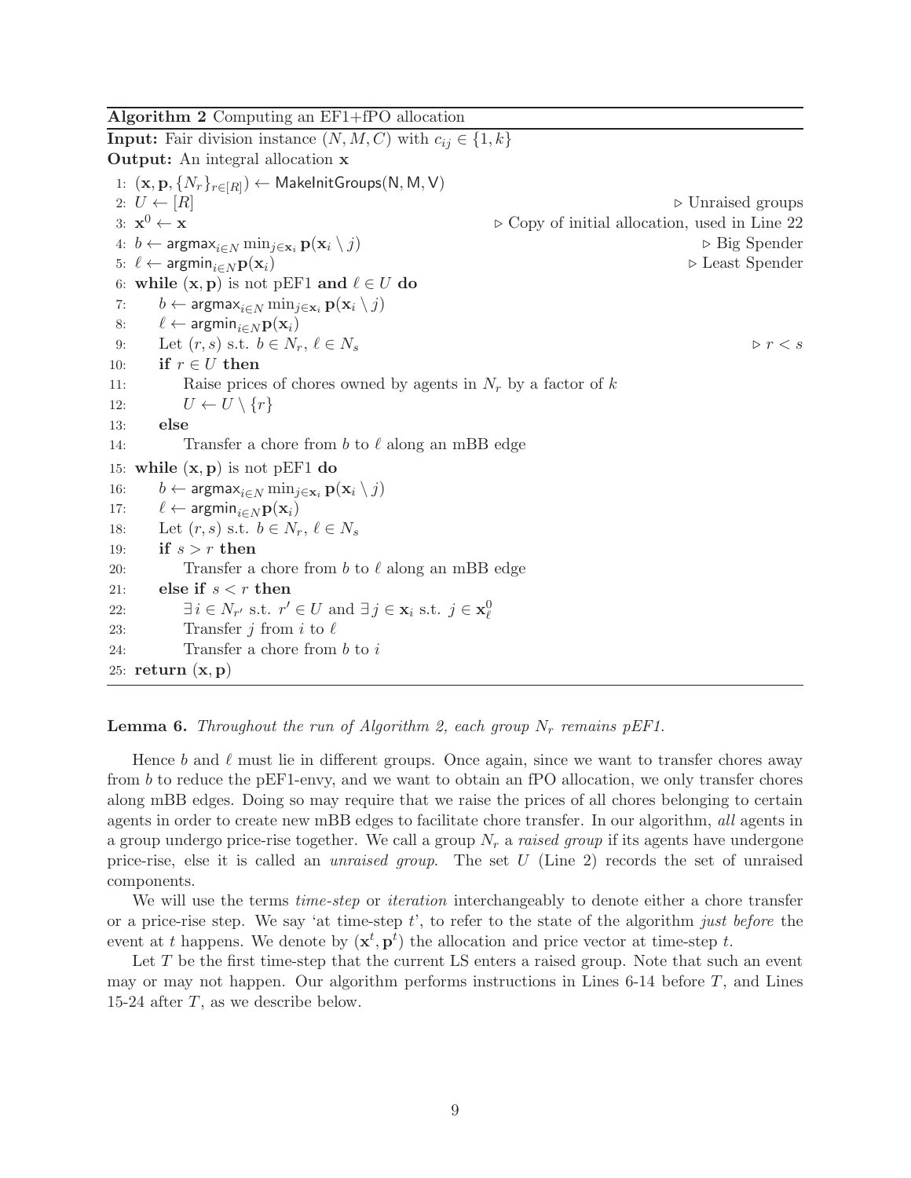**Algorithm 2** Computing an EF1+fPO allocation

**Input:** Fair division instance $(N, M, C)$ with $c_{ij} \in \{1, k\}$
**Output:** An integral allocation $\mathbf{x}$

```
1: (x, p, {N_r}_{r∈[R]}) ← MakeInitGroups(N, M, V)
2: U ← [R]                                              ▷ Unraised groups
3: x^0 ← x                               ▷ Copy of initial allocation, used in Line 22
4: b ← argmax_{i∈N} min_{j∈x_i} p(x_i \ j)                   ▷ Big Spender
5: ℓ ← argmin_{i∈N} p(x_i)                                 ▷ Least Spender
6: while (x, p) is not pEF1 and ℓ ∈ U do
7:     b ← argmax_{i∈N} min_{j∈x_i} p(x_i \ j)
8:     ℓ ← argmin_{i∈N} p(x_i)
9:     Let (r, s) s.t. b ∈ N_r, ℓ ∈ N_s                          ▷ r < s
10:    if r ∈ U then
11:        Raise prices of chores owned by agents in N_r by a factor of k
12:        U ← U \ {r}
13:    else
14:        Transfer a chore from b to ℓ along an mBB edge
15: while (x, p) is not pEF1 do
16:    b ← argmax_{i∈N} min_{j∈x_i} p(x_i \ j)
17:    ℓ ← argmin_{i∈N} p(x_i)
18:    Let (r, s) s.t. b ∈ N_r, ℓ ∈ N_s
19:    if s > r then
20:        Transfer a chore from b to ℓ along an mBB edge
21:    else if s < r then
22:        ∃ i ∈ N_{r'} s.t. r' ∈ U and ∃ j ∈ x_i s.t. j ∈ x^0_ℓ
23:        Transfer j from i to ℓ
24:        Transfer a chore from b to i
25: return (x, p)
```

**Lemma 6.** *Throughout the run of Algorithm 2, each group $N_r$ remains pEF1.*

Hence $b$ and $\ell$ must lie in different groups. Once again, since we want to transfer chores away from $b$ to reduce the pEF1-envy, and we want to obtain an fPO allocation, we only transfer chores along mBB edges. Doing so may require that we raise the prices of all chores belonging to certain agents in order to create new mBB edges to facilitate chore transfer. In our algorithm, *all* agents in a group undergo price-rise together. We call a group $N_r$ a *raised group* if its agents have undergone price-rise, else it is called an *unraised group*. The set $U$ (Line 2) records the set of unraised components.

We will use the terms *time-step* or *iteration* interchangeably to denote either a chore transfer or a price-rise step. We say 'at time-step $t$', to refer to the state of the algorithm *just before* the event at $t$ happens. We denote by $(\mathbf{x}^t, \mathbf{p}^t)$ the allocation and price vector at time-step $t$.

Let $T$ be the first time-step that the current LS enters a raised group. Note that such an event may or may not happen. Our algorithm performs instructions in Lines 6-14 before $T$, and Lines 15-24 after $T$, as we describe below.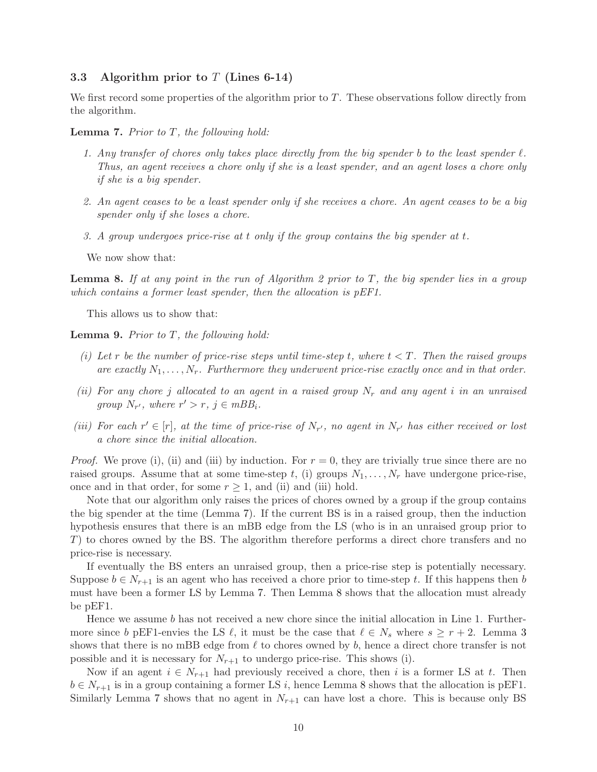### 3.3 Algorithm prior to $T$ (Lines 6-14)

We first record some properties of the algorithm prior to $T$. These observations follow directly from the algorithm.

**Lemma 7.** *Prior to $T$, the following hold:*

1. *Any transfer of chores only takes place directly from the big spender $b$ to the least spender $\ell$. Thus, an agent receives a chore only if she is a least spender, and an agent loses a chore only if she is a big spender.*
2. *An agent ceases to be a least spender only if she receives a chore. An agent ceases to be a big spender only if she loses a chore.*
3. *A group undergoes price-rise at $t$ only if the group contains the big spender at $t$.*

We now show that:

**Lemma 8.** *If at any point in the run of Algorithm 2 prior to $T$, the big spender lies in a group which contains a former least spender, then the allocation is pEF1.*

This allows us to show that:

**Lemma 9.** *Prior to $T$, the following hold:*

*(i) Let $r$ be the number of price-rise steps until time-step $t$, where $t < T$. Then the raised groups are exactly $N_1, \ldots, N_r$. Furthermore they underwent price-rise exactly once and in that order.*

*(ii) For any chore $j$ allocated to an agent in a raised group $N_r$ and any agent $i$ in an unraised group $N_{r'}$, where $r' > r$, $j \in mBB_i$.*

*(iii) For each $r' \in [r]$, at the time of price-rise of $N_{r'}$, no agent in $N_{r'}$ has either received or lost a chore since the initial allocation.*

*Proof.* We prove (i), (ii) and (iii) by induction. For $r = 0$, they are trivially true since there are no raised groups. Assume that at some time-step $t$, (i) groups $N_1, \ldots, N_r$ have undergone price-rise, once and in that order, for some $r \geq 1$, and (ii) and (iii) hold.

Note that our algorithm only raises the prices of chores owned by a group if the group contains the big spender at the time (Lemma 7). If the current BS is in a raised group, then the induction hypothesis ensures that there is an mBB edge from the LS (who is in an unraised group prior to $T$) to chores owned by the BS. The algorithm therefore performs a direct chore transfers and no price-rise is necessary.

If eventually the BS enters an unraised group, then a price-rise step is potentially necessary. Suppose $b \in N_{r+1}$ is an agent who has received a chore prior to time-step $t$. If this happens then $b$ must have been a former LS by Lemma 7. Then Lemma 8 shows that the allocation must already be pEF1.

Hence we assume $b$ has not received a new chore since the initial allocation in Line 1. Furthermore since $b$ pEF1-envies the LS $\ell$, it must be the case that $\ell \in N_s$ where $s \geq r + 2$. Lemma 3 shows that there is no mBB edge from $\ell$ to chores owned by $b$, hence a direct chore transfer is not possible and it is necessary for $N_{r+1}$ to undergo price-rise. This shows (i).

Now if an agent $i \in N_{r+1}$ had previously received a chore, then $i$ is a former LS at $t$. Then $b \in N_{r+1}$ is in a group containing a former LS $i$, hence Lemma 8 shows that the allocation is pEF1. Similarly Lemma 7 shows that no agent in $N_{r+1}$ can have lost a chore. This is because only BS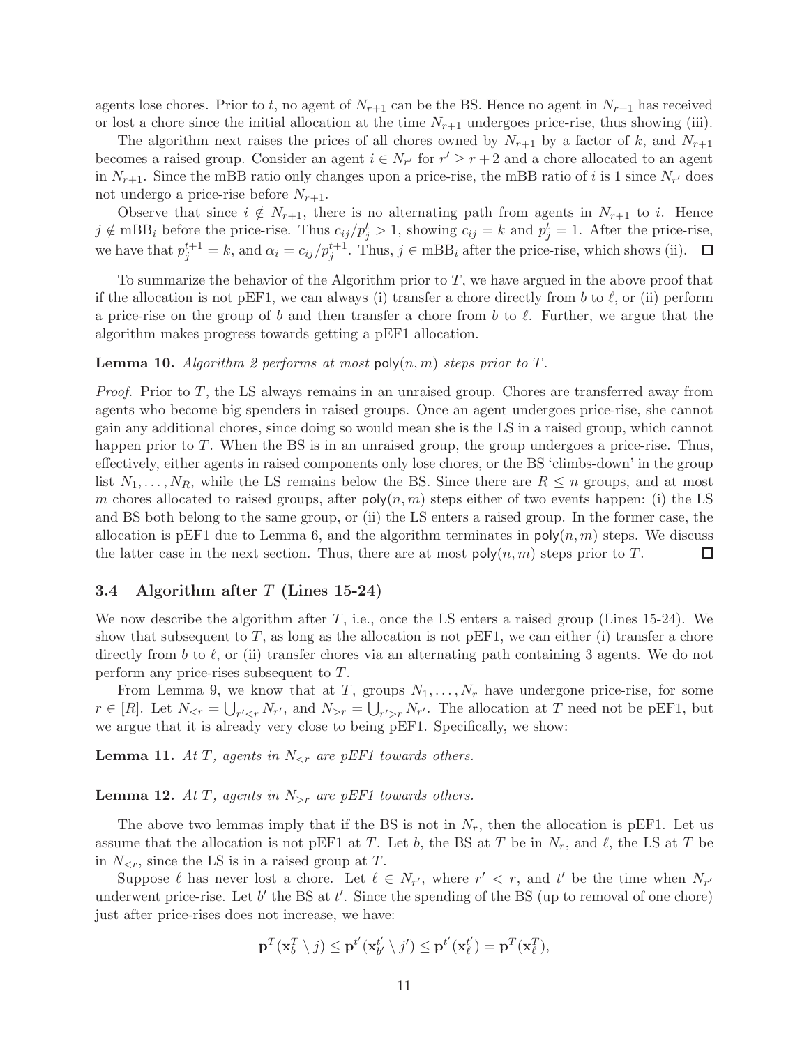agents lose chores. Prior to $t$, no agent of $N_{r+1}$ can be the BS. Hence no agent in $N_{r+1}$ has received or lost a chore since the initial allocation at the time $N_{r+1}$ undergoes price-rise, thus showing (iii).

The algorithm next raises the prices of all chores owned by $N_{r+1}$ by a factor of $k$, and $N_{r+1}$ becomes a raised group. Consider an agent $i \in N_{r'}$ for $r' \geq r+2$ and a chore allocated to an agent in $N_{r+1}$. Since the mBB ratio only changes upon a price-rise, the mBB ratio of $i$ is 1 since $N_{r'}$ does not undergo a price-rise before $N_{r+1}$.

Observe that since $i \notin N_{r+1}$, there is no alternating path from agents in $N_{r+1}$ to $i$. Hence $j \notin \text{mBB}_i$ before the price-rise. Thus $c_{ij}/p_j^t > 1$, showing $c_{ij} = k$ and $p_j^t = 1$. After the price-rise, we have that $p_j^{t+1} = k$, and $\alpha_i = c_{ij}/p_j^{t+1}$. Thus, $j \in \text{mBB}_i$ after the price-rise, which shows (ii). $\square$

To summarize the behavior of the Algorithm prior to $T$, we have argued in the above proof that if the allocation is not pEF1, we can always (i) transfer a chore directly from $b$ to $\ell$, or (ii) perform a price-rise on the group of $b$ and then transfer a chore from $b$ to $\ell$. Further, we argue that the algorithm makes progress towards getting a pEF1 allocation.

**Lemma 10.** *Algorithm 2 performs at most* $\mathsf{poly}(n, m)$ *steps prior to* $T$.

*Proof.* Prior to $T$, the LS always remains in an unraised group. Chores are transferred away from agents who become big spenders in raised groups. Once an agent undergoes price-rise, she cannot gain any additional chores, since doing so would mean she is the LS in a raised group, which cannot happen prior to $T$. When the BS is in an unraised group, the group undergoes a price-rise. Thus, effectively, either agents in raised components only lose chores, or the BS 'climbs-down' in the group list $N_1, \dots, N_R$, while the LS remains below the BS. Since there are $R \leq n$ groups, and at most $m$ chores allocated to raised groups, after $\mathsf{poly}(n, m)$ steps either of two events happen: (i) the LS and BS both belong to the same group, or (ii) the LS enters a raised group. In the former case, the allocation is pEF1 due to Lemma 6, and the algorithm terminates in $\mathsf{poly}(n, m)$ steps. We discuss the latter case in the next section. Thus, there are at most $\mathsf{poly}(n, m)$ steps prior to $T$. $\square$

### 3.4 Algorithm after $T$ (Lines 15-24)

We now describe the algorithm after $T$, i.e., once the LS enters a raised group (Lines 15-24). We show that subsequent to $T$, as long as the allocation is not pEF1, we can either (i) transfer a chore directly from $b$ to $\ell$, or (ii) transfer chores via an alternating path containing 3 agents. We do not perform any price-rises subsequent to $T$.

From Lemma 9, we know that at $T$, groups $N_1, \dots, N_r$ have undergone price-rise, for some $r \in [R]$. Let $N_{<r} = \bigcup_{r'<r} N_{r'}$, and $N_{>r} = \bigcup_{r'>r} N_{r'}$. The allocation at $T$ need not be pEF1, but we argue that it is already very close to being pEF1. Specifically, we show:

**Lemma 11.** *At* $T$, *agents in* $N_{<r}$ *are pEF1 towards others.*

**Lemma 12.** *At* $T$, *agents in* $N_{>r}$ *are pEF1 towards others.*

The above two lemmas imply that if the BS is not in $N_r$, then the allocation is pEF1. Let us assume that the allocation is not pEF1 at $T$. Let $b$, the BS at $T$ be in $N_r$, and $\ell$, the LS at $T$ be in $N_{<r}$, since the LS is in a raised group at $T$.

Suppose $\ell$ has never lost a chore. Let $\ell \in N_{r'}$, where $r' < r$, and $t'$ be the time when $N_{r'}$ underwent price-rise. Let $b'$ the BS at $t'$. Since the spending of the BS (up to removal of one chore) just after price-rises does not increase, we have:

$$\mathbf{p}^T(\mathbf{x}_b^T \setminus j) \leq \mathbf{p}^{t'}(\mathbf{x}_{b'}^{t'} \setminus j') \leq \mathbf{p}^{t'}(\mathbf{x}_\ell^{t'}) = \mathbf{p}^T(\mathbf{x}_\ell^T),$$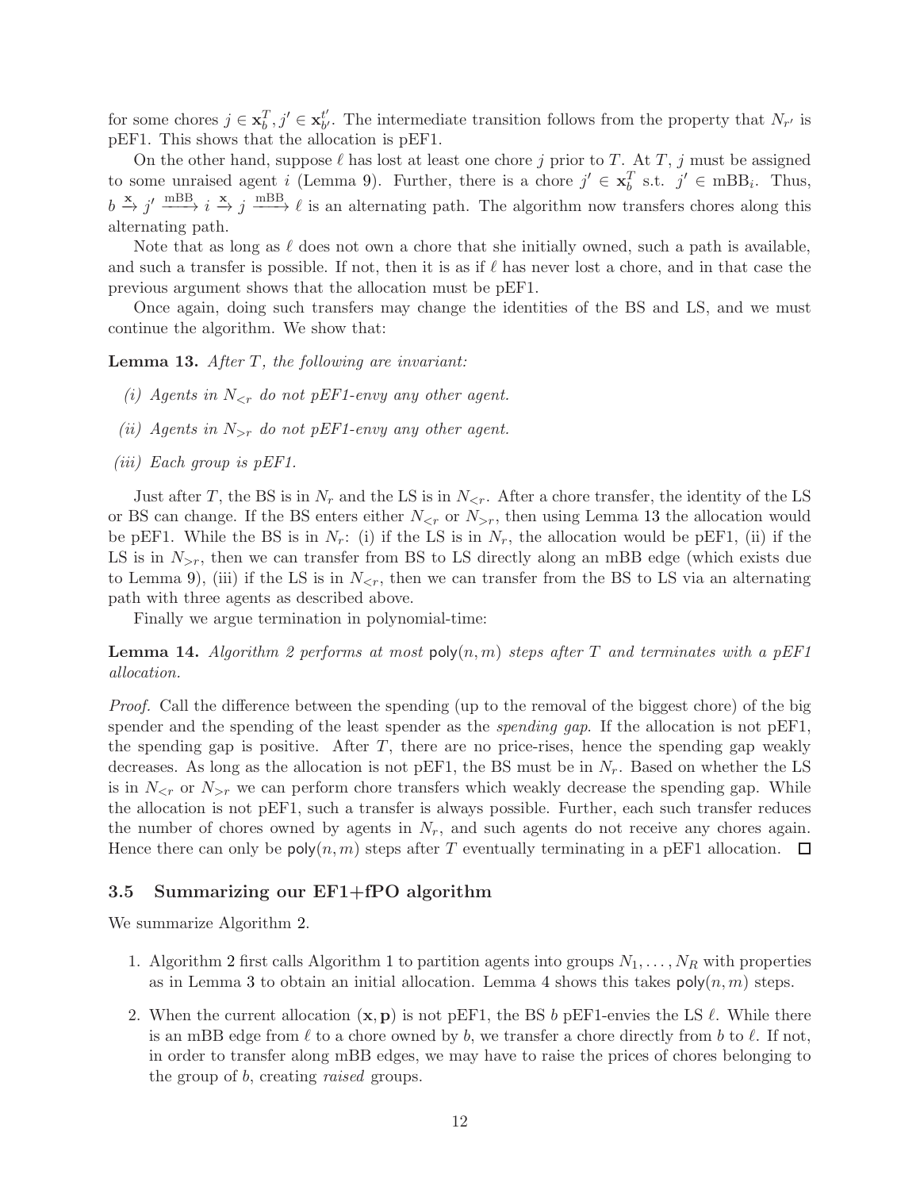for some chores $j \in \mathbf{x}_b^T, j' \in \mathbf{x}_{b'}^{t'}$. The intermediate transition follows from the property that $N_{r'}$ is pEF1. This shows that the allocation is pEF1.

On the other hand, suppose $\ell$ has lost at least one chore $j$ prior to $T$. At $T$, $j$ must be assigned to some unraised agent $i$ (Lemma 9). Further, there is a chore $j' \in \mathbf{x}_b^T$ s.t. $j' \in \text{mBB}_i$. Thus, $b \xrightarrow{\mathbf{x}} j' \xrightarrow{\text{mBB}} i \xrightarrow{\mathbf{x}} j \xrightarrow{\text{mBB}} \ell$ is an alternating path. The algorithm now transfers chores along this alternating path.

Note that as long as $\ell$ does not own a chore that she initially owned, such a path is available, and such a transfer is possible. If not, then it is as if $\ell$ has never lost a chore, and in that case the previous argument shows that the allocation must be pEF1.

Once again, doing such transfers may change the identities of the BS and LS, and we must continue the algorithm. We show that:

**Lemma 13.** *After $T$, the following are invariant:*

*(i) Agents in $N_{<r}$ do not pEF1-envy any other agent.*

*(ii) Agents in $N_{>r}$ do not pEF1-envy any other agent.*

*(iii) Each group is pEF1.*

Just after $T$, the BS is in $N_r$ and the LS is in $N_{<r}$. After a chore transfer, the identity of the LS or BS can change. If the BS enters either $N_{<r}$ or $N_{>r}$, then using Lemma 13 the allocation would be pEF1. While the BS is in $N_r$: (i) if the LS is in $N_r$, the allocation would be pEF1, (ii) if the LS is in $N_{>r}$, then we can transfer from BS to LS directly along an mBB edge (which exists due to Lemma 9), (iii) if the LS is in $N_{<r}$, then we can transfer from the BS to LS via an alternating path with three agents as described above.

Finally we argue termination in polynomial-time:

**Lemma 14.** *Algorithm 2 performs at most $\mathsf{poly}(n, m)$ steps after $T$ and terminates with a pEF1 allocation.*

*Proof.* Call the difference between the spending (up to the removal of the biggest chore) of the big spender and the spending of the least spender as the *spending gap*. If the allocation is not pEF1, the spending gap is positive. After $T$, there are no price-rises, hence the spending gap weakly decreases. As long as the allocation is not pEF1, the BS must be in $N_r$. Based on whether the LS is in $N_{<r}$ or $N_{>r}$ we can perform chore transfers which weakly decrease the spending gap. While the allocation is not pEF1, such a transfer is always possible. Further, each such transfer reduces the number of chores owned by agents in $N_r$, and such agents do not receive any chores again. Hence there can only be $\mathsf{poly}(n, m)$ steps after $T$ eventually terminating in a pEF1 allocation. ☐

### 3.5 Summarizing our EF1+fPO algorithm

We summarize Algorithm 2.

1. Algorithm 2 first calls Algorithm 1 to partition agents into groups $N_1, \ldots, N_R$ with properties as in Lemma 3 to obtain an initial allocation. Lemma 4 shows this takes $\mathsf{poly}(n, m)$ steps.

2. When the current allocation $(\mathbf{x}, \mathbf{p})$ is not pEF1, the BS $b$ pEF1-envies the LS $\ell$. While there is an mBB edge from $\ell$ to a chore owned by $b$, we transfer a chore directly from $b$ to $\ell$. If not, in order to transfer along mBB edges, we may have to raise the prices of chores belonging to the group of $b$, creating *raised* groups.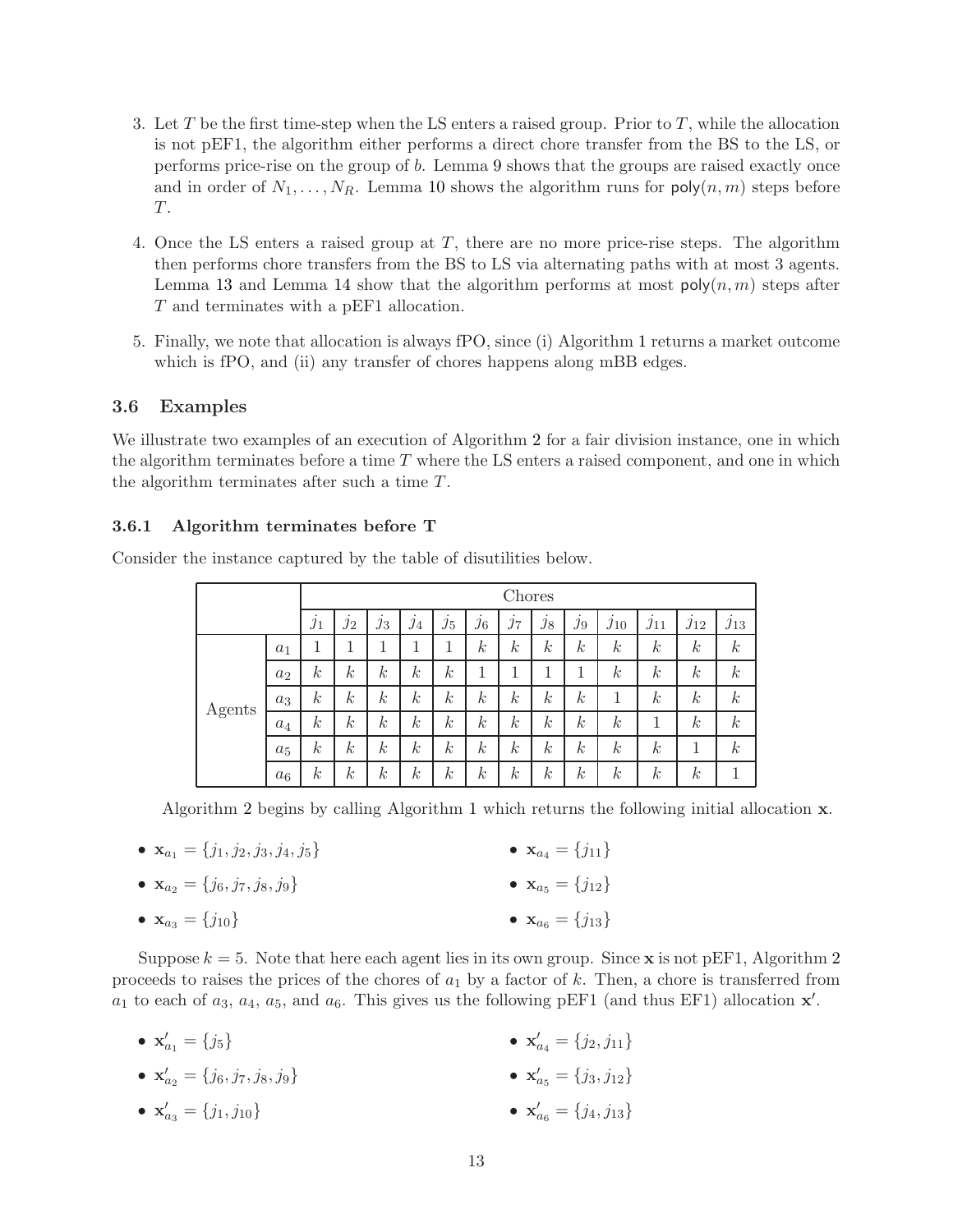3. Let $T$ be the first time-step when the LS enters a raised group. Prior to $T$, while the allocation is not pEF1, the algorithm either performs a direct chore transfer from the BS to the LS, or performs price-rise on the group of $b$. Lemma 9 shows that the groups are raised exactly once and in order of $N_1, \ldots, N_R$. Lemma 10 shows the algorithm runs for $\mathsf{poly}(n, m)$ steps before $T$.

4. Once the LS enters a raised group at $T$, there are no more price-rise steps. The algorithm then performs chore transfers from the BS to LS via alternating paths with at most 3 agents. Lemma 13 and Lemma 14 show that the algorithm performs at most $\mathsf{poly}(n, m)$ steps after $T$ and terminates with a pEF1 allocation.

5. Finally, we note that allocation is always fPO, since (i) Algorithm 1 returns a market outcome which is fPO, and (ii) any transfer of chores happens along mBB edges.

### 3.6 Examples

We illustrate two examples of an execution of Algorithm 2 for a fair division instance, one in which the algorithm terminates before a time $T$ where the LS enters a raised component, and one in which the algorithm terminates after such a time $T$.

#### 3.6.1 Algorithm terminates before T

Consider the instance captured by the table of disutilities below.

| | | Chores | | | | | | | | | | | | |
|---|---|---|---|---|---|---|---|---|---|---|---|---|---|---|
| | | $j_1$ | $j_2$ | $j_3$ | $j_4$ | $j_5$ | $j_6$ | $j_7$ | $j_8$ | $j_9$ | $j_{10}$ | $j_{11}$ | $j_{12}$ | $j_{13}$ |
| Agents | $a_1$ | 1 | 1 | 1 | 1 | 1 | $k$ | $k$ | $k$ | $k$ | $k$ | $k$ | $k$ | $k$ |
| | $a_2$ | $k$ | $k$ | $k$ | $k$ | $k$ | 1 | 1 | 1 | 1 | $k$ | $k$ | $k$ | $k$ |
| | $a_3$ | $k$ | $k$ | $k$ | $k$ | $k$ | $k$ | $k$ | $k$ | $k$ | 1 | $k$ | $k$ | $k$ |
| | $a_4$ | $k$ | $k$ | $k$ | $k$ | $k$ | $k$ | $k$ | $k$ | $k$ | $k$ | 1 | $k$ | $k$ |
| | $a_5$ | $k$ | $k$ | $k$ | $k$ | $k$ | $k$ | $k$ | $k$ | $k$ | $k$ | $k$ | 1 | $k$ |
| | $a_6$ | $k$ | $k$ | $k$ | $k$ | $k$ | $k$ | $k$ | $k$ | $k$ | $k$ | $k$ | $k$ | 1 |

Algorithm 2 begins by calling Algorithm 1 which returns the following initial allocation $\mathbf{x}$.

- $\mathbf{x}_{a_1} = \{j_1, j_2, j_3, j_4, j_5\}$
- $\mathbf{x}_{a_2} = \{j_6, j_7, j_8, j_9\}$
- $\mathbf{x}_{a_3} = \{j_{10}\}$
- $\mathbf{x}_{a_4} = \{j_{11}\}$
- $\mathbf{x}_{a_5} = \{j_{12}\}$
- $\mathbf{x}_{a_6} = \{j_{13}\}$

Suppose $k = 5$. Note that here each agent lies in its own group. Since $\mathbf{x}$ is not pEF1, Algorithm 2 proceeds to raises the prices of the chores of $a_1$ by a factor of $k$. Then, a chore is transferred from $a_1$ to each of $a_3$, $a_4$, $a_5$, and $a_6$. This gives us the following pEF1 (and thus EF1) allocation $\mathbf{x}'$.

- $\mathbf{x}'_{a_1} = \{j_5\}$
- $\mathbf{x}'_{a_2} = \{j_6, j_7, j_8, j_9\}$
- $\mathbf{x}'_{a_3} = \{j_1, j_{10}\}$
- $\mathbf{x}'_{a_4} = \{j_2, j_{11}\}$
- $\mathbf{x}'_{a_5} = \{j_3, j_{12}\}$
- $\mathbf{x}'_{a_6} = \{j_4, j_{13}\}$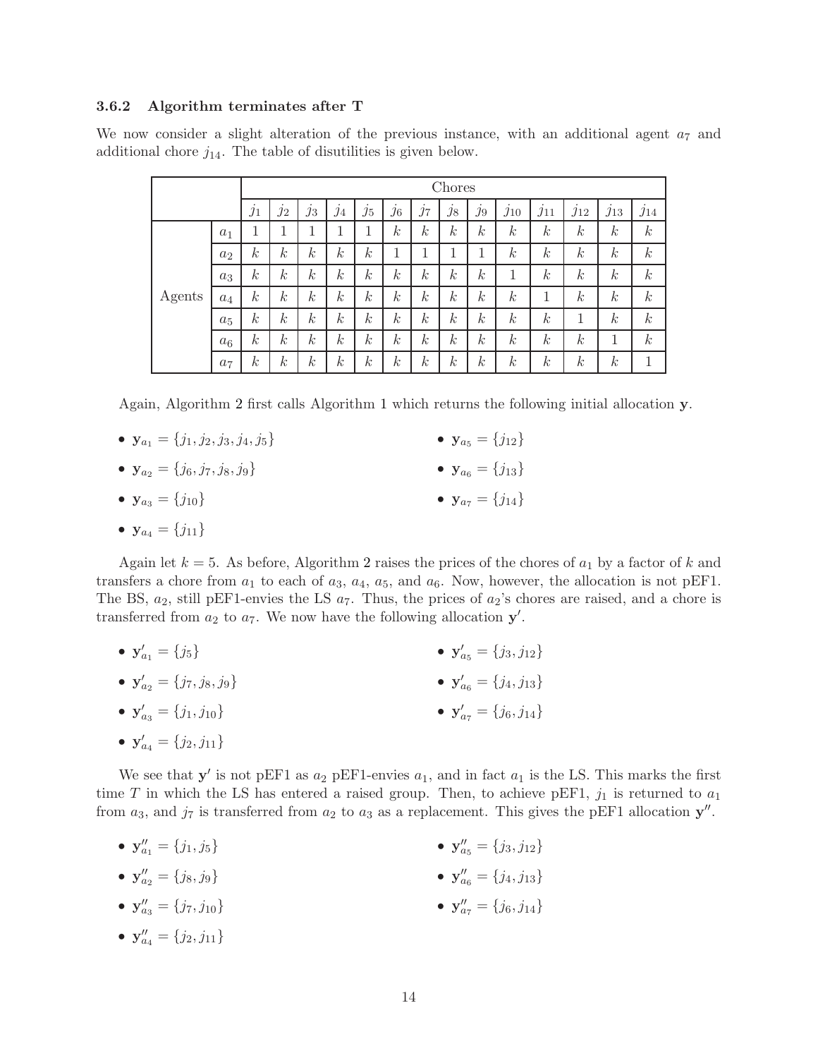### 3.6.2 Algorithm terminates after T

We now consider a slight alteration of the previous instance, with an additional agent $a_7$ and additional chore $j_{14}$. The table of disutilities is given below.

| | | Chores | | | | | | | | | | | | | |
|---|---|---|---|---|---|---|---|---|---|---|---|---|---|---|---|
| | | $j_1$ | $j_2$ | $j_3$ | $j_4$ | $j_5$ | $j_6$ | $j_7$ | $j_8$ | $j_9$ | $j_{10}$ | $j_{11}$ | $j_{12}$ | $j_{13}$ | $j_{14}$ |
| Agents | $a_1$ | 1 | 1 | 1 | 1 | 1 | $k$ | $k$ | $k$ | $k$ | $k$ | $k$ | $k$ | $k$ | $k$ |
| | $a_2$ | $k$ | $k$ | $k$ | $k$ | $k$ | 1 | 1 | 1 | 1 | $k$ | $k$ | $k$ | $k$ | $k$ |
| | $a_3$ | $k$ | $k$ | $k$ | $k$ | $k$ | $k$ | $k$ | $k$ | $k$ | 1 | $k$ | $k$ | $k$ | $k$ |
| | $a_4$ | $k$ | $k$ | $k$ | $k$ | $k$ | $k$ | $k$ | $k$ | $k$ | $k$ | 1 | $k$ | $k$ | $k$ |
| | $a_5$ | $k$ | $k$ | $k$ | $k$ | $k$ | $k$ | $k$ | $k$ | $k$ | $k$ | $k$ | 1 | $k$ | $k$ |
| | $a_6$ | $k$ | $k$ | $k$ | $k$ | $k$ | $k$ | $k$ | $k$ | $k$ | $k$ | $k$ | $k$ | 1 | $k$ |
| | $a_7$ | $k$ | $k$ | $k$ | $k$ | $k$ | $k$ | $k$ | $k$ | $k$ | $k$ | $k$ | $k$ | $k$ | 1 |

Again, Algorithm 2 first calls Algorithm 1 which returns the following initial allocation $\mathbf{y}$.

- $\mathbf{y}_{a_1} = \{j_1, j_2, j_3, j_4, j_5\}$
- $\mathbf{y}_{a_2} = \{j_6, j_7, j_8, j_9\}$
- $\mathbf{y}_{a_3} = \{j_{10}\}$
- $\mathbf{y}_{a_4} = \{j_{11}\}$
- $\mathbf{y}_{a_5} = \{j_{12}\}$
- $\mathbf{y}_{a_6} = \{j_{13}\}$
- $\mathbf{y}_{a_7} = \{j_{14}\}$

Again let $k = 5$. As before, Algorithm 2 raises the prices of the chores of $a_1$ by a factor of $k$ and transfers a chore from $a_1$ to each of $a_3$, $a_4$, $a_5$, and $a_6$. Now, however, the allocation is not pEF1. The BS, $a_2$, still pEF1-envies the LS $a_7$. Thus, the prices of $a_2$'s chores are raised, and a chore is transferred from $a_2$ to $a_7$. We now have the following allocation $\mathbf{y}'$.

- $\mathbf{y}'_{a_1} = \{j_5\}$
- $\mathbf{y}'_{a_2} = \{j_7, j_8, j_9\}$
- $\mathbf{y}'_{a_3} = \{j_1, j_{10}\}$
- $\mathbf{y}'_{a_4} = \{j_2, j_{11}\}$
- $\mathbf{y}'_{a_5} = \{j_3, j_{12}\}$
- $\mathbf{y}'_{a_6} = \{j_4, j_{13}\}$
- $\mathbf{y}'_{a_7} = \{j_6, j_{14}\}$

We see that $\mathbf{y}'$ is not pEF1 as $a_2$ pEF1-envies $a_1$, and in fact $a_1$ is the LS. This marks the first time $T$ in which the LS has entered a raised group. Then, to achieve pEF1, $j_1$ is returned to $a_1$ from $a_3$, and $j_7$ is transferred from $a_2$ to $a_3$ as a replacement. This gives the pEF1 allocation $\mathbf{y}''$.

- $\mathbf{y}''_{a_1} = \{j_1, j_5\}$
- $\mathbf{y}''_{a_2} = \{j_8, j_9\}$
- $\mathbf{y}''_{a_3} = \{j_7, j_{10}\}$
- $\mathbf{y}''_{a_4} = \{j_2, j_{11}\}$
- $\mathbf{y}''_{a_5} = \{j_3, j_{12}\}$
- $\mathbf{y}''_{a_6} = \{j_4, j_{13}\}$
- $\mathbf{y}''_{a_7} = \{j_6, j_{14}\}$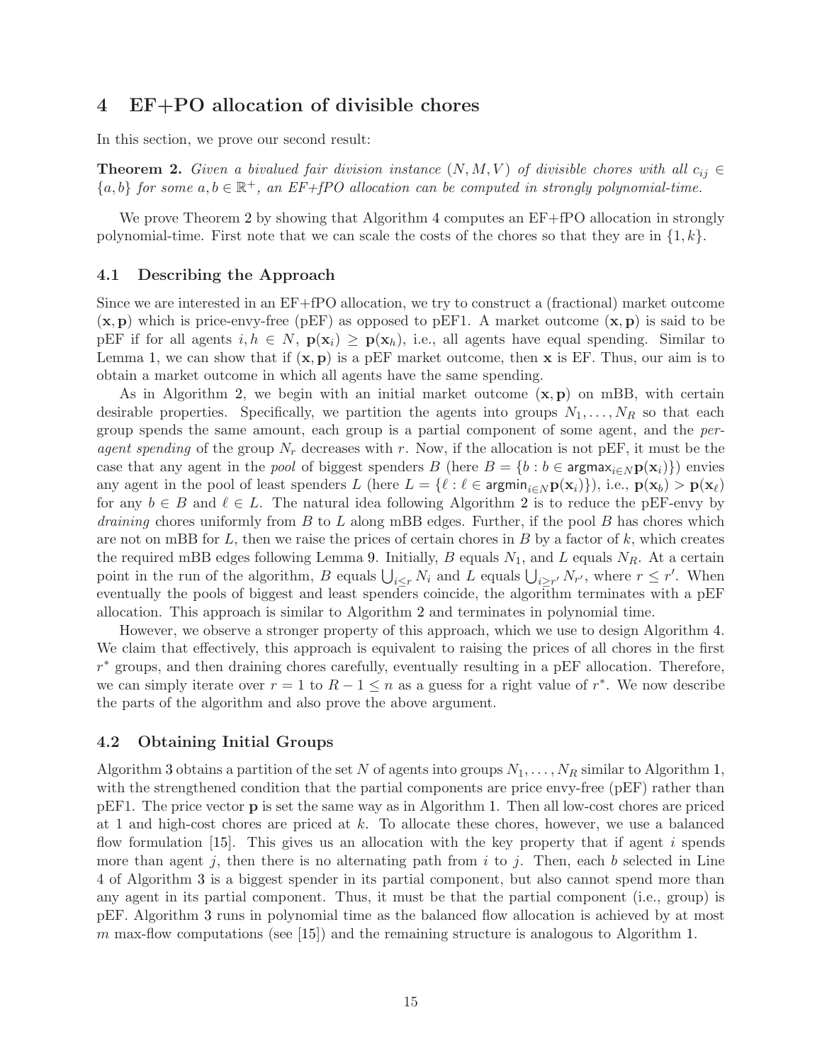## 4 EF+PO allocation of divisible chores

In this section, we prove our second result:

**Theorem 2.** *Given a bivalued fair division instance $(N, M, V)$ of divisible chores with all $c_{ij} \in \{a, b\}$ for some $a, b \in \mathbb{R}^+$, an EF+fPO allocation can be computed in strongly polynomial-time.*

We prove Theorem 2 by showing that Algorithm 4 computes an EF+fPO allocation in strongly polynomial-time. First note that we can scale the costs of the chores so that they are in $\{1, k\}$.

### 4.1 Describing the Approach

Since we are interested in an EF+fPO allocation, we try to construct a (fractional) market outcome $(\mathbf{x}, \mathbf{p})$ which is price-envy-free (pEF) as opposed to pEF1. A market outcome $(\mathbf{x}, \mathbf{p})$ is said to be pEF if for all agents $i, h \in N$, $\mathbf{p}(\mathbf{x}_i) \geq \mathbf{p}(\mathbf{x}_h)$, i.e., all agents have equal spending. Similar to Lemma 1, we can show that if $(\mathbf{x}, \mathbf{p})$ is a pEF market outcome, then $\mathbf{x}$ is EF. Thus, our aim is to obtain a market outcome in which all agents have the same spending.

As in Algorithm 2, we begin with an initial market outcome $(\mathbf{x}, \mathbf{p})$ on mBB, with certain desirable properties. Specifically, we partition the agents into groups $N_1, \ldots, N_R$ so that each group spends the same amount, each group is a partial component of some agent, and the *per-agent spending* of the group $N_r$ decreases with $r$. Now, if the allocation is not pEF, it must be the case that any agent in the *pool* of biggest spenders $B$ (here $B = \{b : b \in \mathsf{argmax}_{i \in N} \mathbf{p}(\mathbf{x}_i)\}$) envies any agent in the pool of least spenders $L$ (here $L = \{\ell : \ell \in \mathsf{argmin}_{i \in N} \mathbf{p}(\mathbf{x}_i)\}$), i.e., $\mathbf{p}(\mathbf{x}_b) > \mathbf{p}(\mathbf{x}_\ell)$ for any $b \in B$ and $\ell \in L$. The natural idea following Algorithm 2 is to reduce the pEF-envy by *draining* chores uniformly from $B$ to $L$ along mBB edges. Further, if the pool $B$ has chores which are not on mBB for $L$, then we raise the prices of certain chores in $B$ by a factor of $k$, which creates the required mBB edges following Lemma 9. Initially, $B$ equals $N_1$, and $L$ equals $N_R$. At a certain point in the run of the algorithm, $B$ equals $\bigcup_{i \leq r} N_i$ and $L$ equals $\bigcup_{i \geq r'} N_{r'}$, where $r \leq r'$. When eventually the pools of biggest and least spenders coincide, the algorithm terminates with a pEF allocation. This approach is similar to Algorithm 2 and terminates in polynomial time.

However, we observe a stronger property of this approach, which we use to design Algorithm 4. We claim that effectively, this approach is equivalent to raising the prices of all chores in the first $r^*$ groups, and then draining chores carefully, eventually resulting in a pEF allocation. Therefore, we can simply iterate over $r = 1$ to $R - 1 \leq n$ as a guess for a right value of $r^*$. We now describe the parts of the algorithm and also prove the above argument.

### 4.2 Obtaining Initial Groups

Algorithm 3 obtains a partition of the set $N$ of agents into groups $N_1, \ldots, N_R$ similar to Algorithm 1, with the strengthened condition that the partial components are price envy-free (pEF) rather than pEF1. The price vector $\mathbf{p}$ is set the same way as in Algorithm 1. Then all low-cost chores are priced at 1 and high-cost chores are priced at $k$. To allocate these chores, however, we use a balanced flow formulation [15]. This gives us an allocation with the key property that if agent $i$ spends more than agent $j$, then there is no alternating path from $i$ to $j$. Then, each $b$ selected in Line 4 of Algorithm 3 is a biggest spender in its partial component, but also cannot spend more than any agent in its partial component. Thus, it must be that the partial component (i.e., group) is pEF. Algorithm 3 runs in polynomial time as the balanced flow allocation is achieved by at most $m$ max-flow computations (see [15]) and the remaining structure is analogous to Algorithm 1.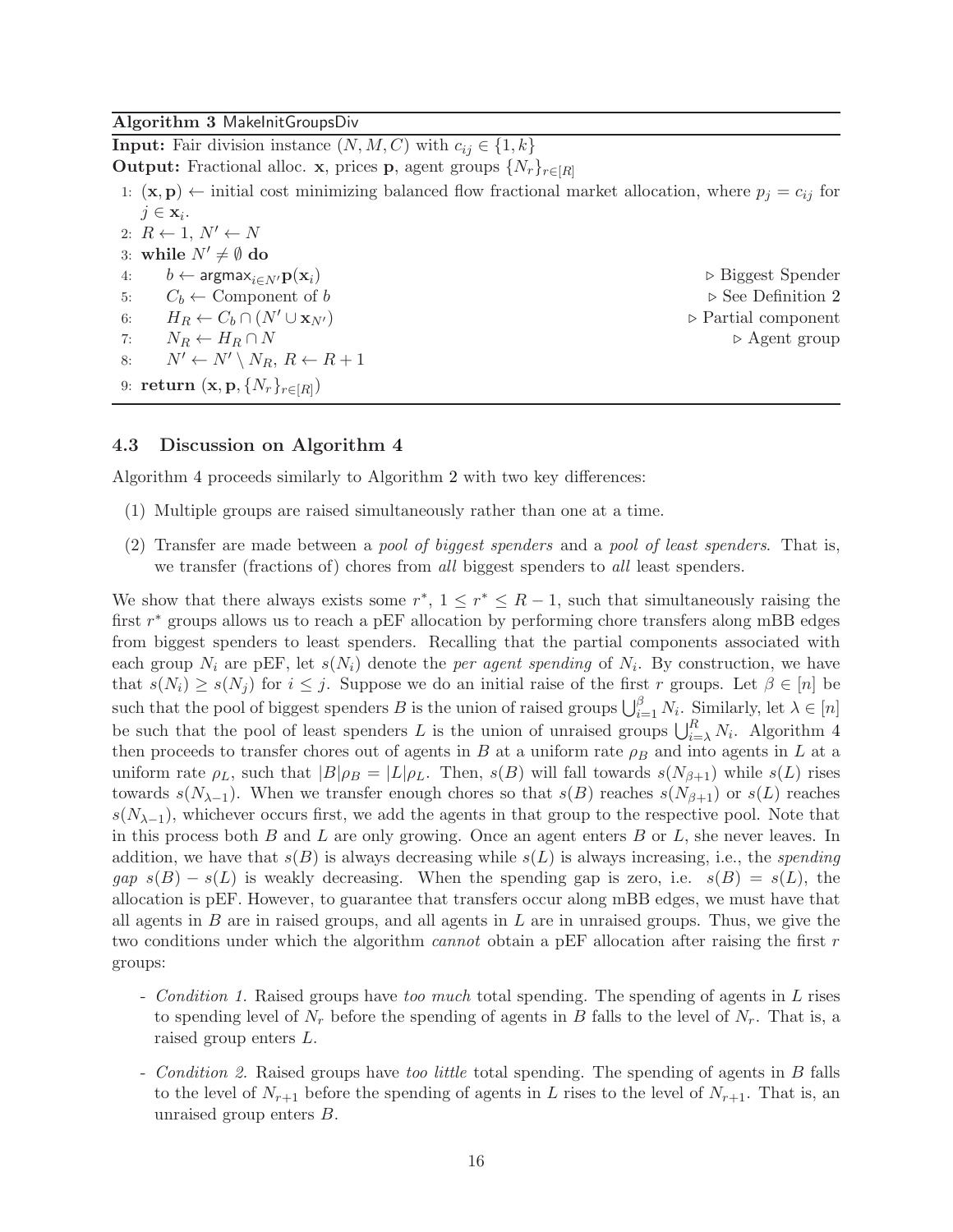**Algorithm 3** MakeInitGroupsDiv

**Input:** Fair division instance $(N, M, C)$ with $c_{ij} \in \{1, k\}$

**Output:** Fractional alloc. $\mathbf{x}$, prices $\mathbf{p}$, agent groups $\{N_r\}_{r\in[R]}$

```
1: (x, p) ← initial cost minimizing balanced flow fractional market allocation, where p_j = c_ij for
   j ∈ x_i.
2: R ← 1, N' ← N
3: while N' ≠ ∅ do
4:     b ← argmax_{i∈N'} p(x_i)                          ▷ Biggest Spender
5:     C_b ← Component of b                              ▷ See Definition 2
6:     H_R ← C_b ∩ (N' ∪ x_{N'})                         ▷ Partial component
7:     N_R ← H_R ∩ N                                     ▷ Agent group
8:     N' ← N' \ N_R, R ← R + 1
9: return (x, p, {N_r}_{r∈[R]})
```

### 4.3 Discussion on Algorithm 4

Algorithm 4 proceeds similarly to Algorithm 2 with two key differences:

(1) Multiple groups are raised simultaneously rather than one at a time.

(2) Transfer are made between a *pool of biggest spenders* and a *pool of least spenders*. That is, we transfer (fractions of) chores from *all* biggest spenders to *all* least spenders.

We show that there always exists some $r^*$, $1 \le r^* \le R-1$, such that simultaneously raising the first $r^*$ groups allows us to reach a pEF allocation by performing chore transfers along mBB edges from biggest spenders to least spenders. Recalling that the partial components associated with each group $N_i$ are pEF, let $s(N_i)$ denote the *per agent spending* of $N_i$. By construction, we have that $s(N_i) \ge s(N_j)$ for $i \le j$. Suppose we do an initial raise of the first $r$ groups. Let $\beta \in [n]$ be such that the pool of biggest spenders $B$ is the union of raised groups $\bigcup_{i=1}^{\beta} N_i$. Similarly, let $\lambda \in [n]$ be such that the pool of least spenders $L$ is the union of unraised groups $\bigcup_{i=\lambda}^{R} N_i$. Algorithm 4 then proceeds to transfer chores out of agents in $B$ at a uniform rate $\rho_B$ and into agents in $L$ at a uniform rate $\rho_L$, such that $|B|\rho_B = |L|\rho_L$. Then, $s(B)$ will fall towards $s(N_{\beta+1})$ while $s(L)$ rises towards $s(N_{\lambda-1})$. When we transfer enough chores so that $s(B)$ reaches $s(N_{\beta+1})$ or $s(L)$ reaches $s(N_{\lambda-1})$, whichever occurs first, we add the agents in that group to the respective pool. Note that in this process both $B$ and $L$ are only growing. Once an agent enters $B$ or $L$, she never leaves. In addition, we have that $s(B)$ is always decreasing while $s(L)$ is always increasing, i.e., the *spending gap* $s(B) - s(L)$ is weakly decreasing. When the spending gap is zero, i.e. $s(B) = s(L)$, the allocation is pEF. However, to guarantee that transfers occur along mBB edges, we must have that all agents in $B$ are in raised groups, and all agents in $L$ are in unraised groups. Thus, we give the two conditions under which the algorithm *cannot* obtain a pEF allocation after raising the first $r$ groups:

- *Condition 1.* Raised groups have *too much* total spending. The spending of agents in $L$ rises to spending level of $N_r$ before the spending of agents in $B$ falls to the level of $N_r$. That is, a raised group enters $L$.

- *Condition 2.* Raised groups have *too little* total spending. The spending of agents in $B$ falls to the level of $N_{r+1}$ before the spending of agents in $L$ rises to the level of $N_{r+1}$. That is, an unraised group enters $B$.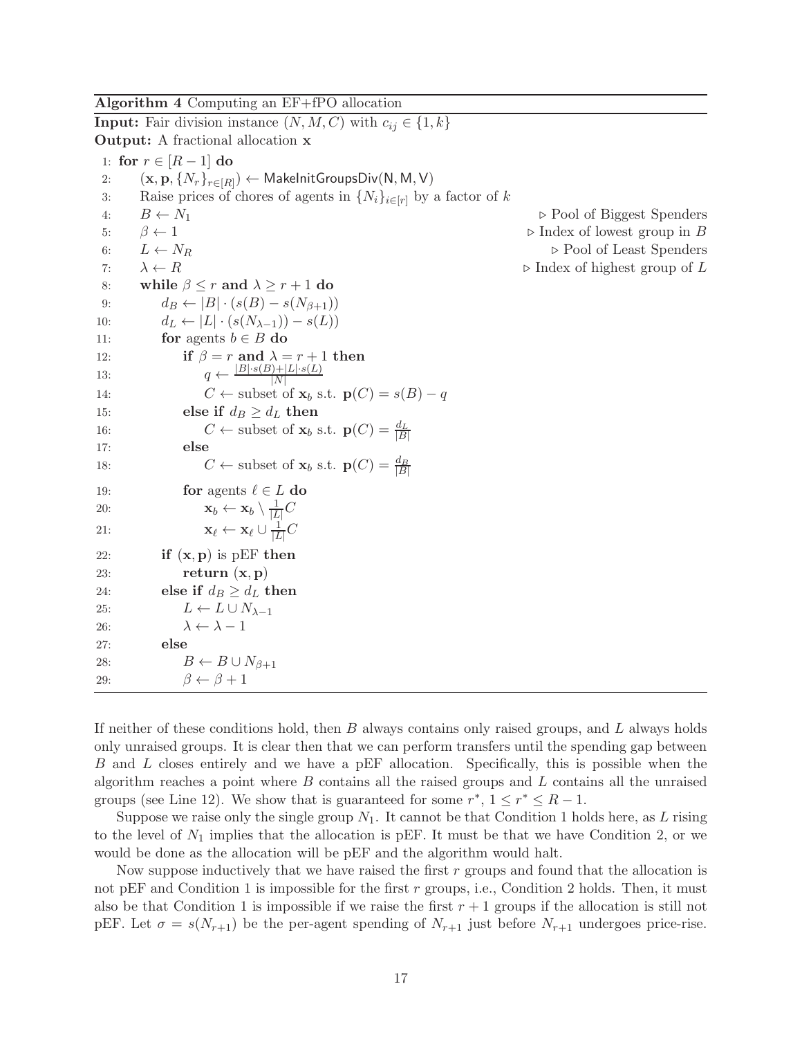**Algorithm 4** Computing an EF+fPO allocation

**Input:** Fair division instance $(N, M, C)$ with $c_{ij} \in \{1, k\}$

**Output:** A fractional allocation $\mathbf{x}$

```
 1: for r ∈ [R − 1] do
 2:     (x, p, {N_r}_{r∈[R]}) ← MakeInitGroupsDiv(N, M, V)
 3:     Raise prices of chores of agents in {N_i}_{i∈[r]} by a factor of k
 4:     B ← N_1                                        ▷ Pool of Biggest Spenders
 5:     β ← 1                                          ▷ Index of lowest group in B
 6:     L ← N_R                                        ▷ Pool of Least Spenders
 7:     λ ← R                                          ▷ Index of highest group of L
 8:     while β ≤ r and λ ≥ r + 1 do
 9:         d_B ← |B| · (s(B) − s(N_{β+1}))
10:         d_L ← |L| · (s(N_{λ−1})) − s(L))
11:         for agents b ∈ B do
12:             if β = r and λ = r + 1 then
13:                 q ← (|B| · s(B) + |L| · s(L)) / |N|
14:                 C ← subset of x_b s.t. p(C) = s(B) − q
15:             else if d_B ≥ d_L then
16:                 C ← subset of x_b s.t. p(C) = d_L / |B|
17:             else
18:                 C ← subset of x_b s.t. p(C) = d_B / |B|
19:             for agents ℓ ∈ L do
20:                 x_b ← x_b \ (1/|L|) C
21:                 x_ℓ ← x_ℓ ∪ (1/|L|) C
22:         if (x, p) is pEF then
23:             return (x, p)
24:         else if d_B ≥ d_L then
25:             L ← L ∪ N_{λ−1}
26:             λ ← λ − 1
27:         else
28:             B ← B ∪ N_{β+1}
29:             β ← β + 1
```

If neither of these conditions hold, then $B$ always contains only raised groups, and $L$ always holds only unraised groups. It is clear then that we can perform transfers until the spending gap between $B$ and $L$ closes entirely and we have a pEF allocation. Specifically, this is possible when the algorithm reaches a point where $B$ contains all the raised groups and $L$ contains all the unraised groups (see Line 12). We show that is guaranteed for some $r^*$, $1 \leq r^* \leq R-1$.

Suppose we raise only the single group $N_1$. It cannot be that Condition 1 holds here, as $L$ rising to the level of $N_1$ implies that the allocation is pEF. It must be that we have Condition 2, or we would be done as the allocation will be pEF and the algorithm would halt.

Now suppose inductively that we have raised the first $r$ groups and found that the allocation is not pEF and Condition 1 is impossible for the first $r$ groups, i.e., Condition 2 holds. Then, it must also be that Condition 1 is impossible if we raise the first $r+1$ groups if the allocation is still not pEF. Let $\sigma = s(N_{r+1})$ be the per-agent spending of $N_{r+1}$ just before $N_{r+1}$ undergoes price-rise.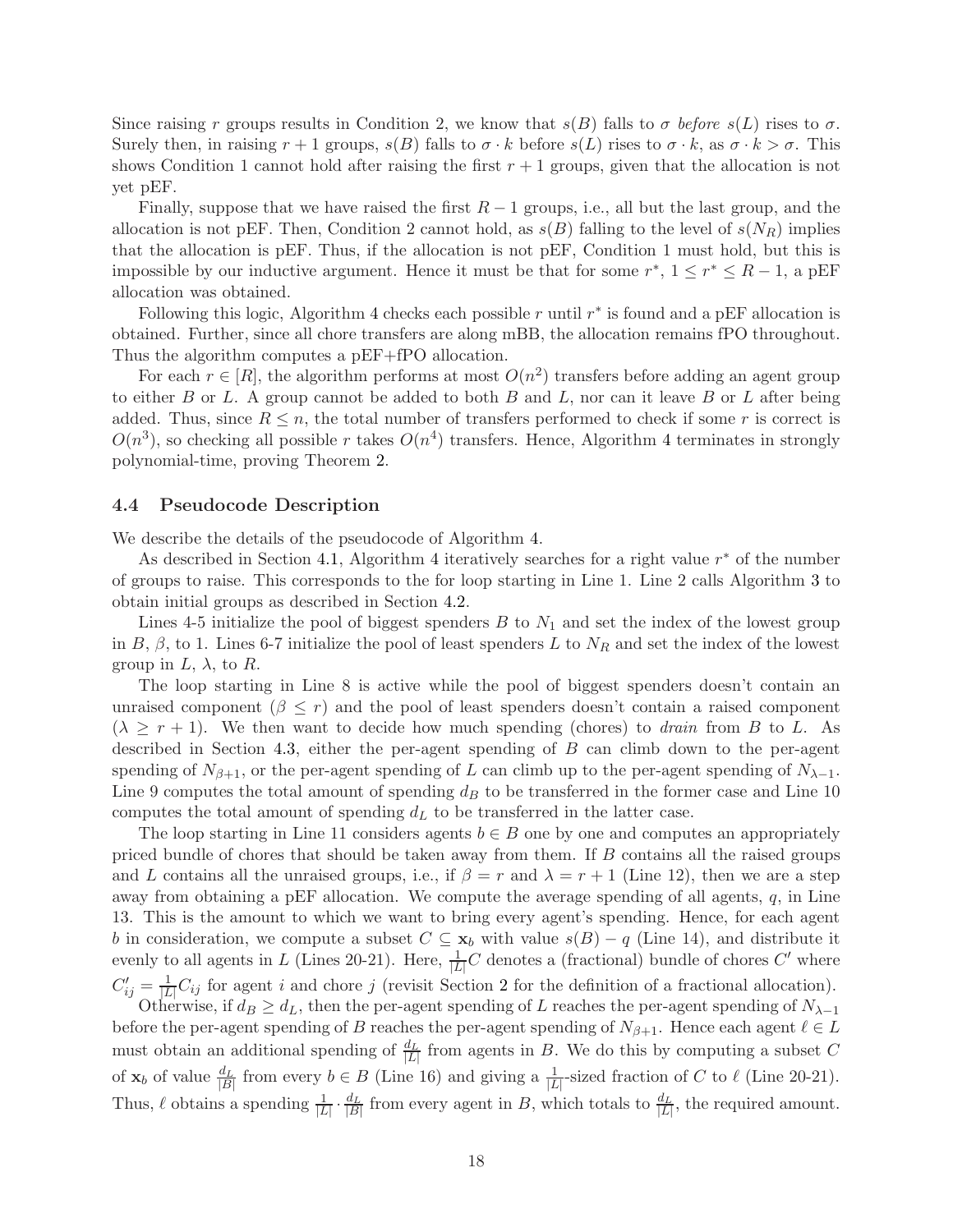Since raising $r$ groups results in Condition 2, we know that $s(B)$ falls to $\sigma$ *before* $s(L)$ rises to $\sigma$. Surely then, in raising $r+1$ groups, $s(B)$ falls to $\sigma \cdot k$ before $s(L)$ rises to $\sigma \cdot k$, as $\sigma \cdot k > \sigma$. This shows Condition 1 cannot hold after raising the first $r+1$ groups, given that the allocation is not yet pEF.

Finally, suppose that we have raised the first $R-1$ groups, i.e., all but the last group, and the allocation is not pEF. Then, Condition 2 cannot hold, as $s(B)$ falling to the level of $s(N_R)$ implies that the allocation is pEF. Thus, if the allocation is not pEF, Condition 1 must hold, but this is impossible by our inductive argument. Hence it must be that for some $r^*$, $1 \leq r^* \leq R-1$, a pEF allocation was obtained.

Following this logic, Algorithm 4 checks each possible $r$ until $r^*$ is found and a pEF allocation is obtained. Further, since all chore transfers are along mBB, the allocation remains fPO throughout. Thus the algorithm computes a pEF+fPO allocation.

For each $r \in [R]$, the algorithm performs at most $O(n^2)$ transfers before adding an agent group to either $B$ or $L$. A group cannot be added to both $B$ and $L$, nor can it leave $B$ or $L$ after being added. Thus, since $R \leq n$, the total number of transfers performed to check if some $r$ is correct is $O(n^3)$, so checking all possible $r$ takes $O(n^4)$ transfers. Hence, Algorithm 4 terminates in strongly polynomial-time, proving Theorem 2.

## 4.4 Pseudocode Description

We describe the details of the pseudocode of Algorithm 4.

As described in Section 4.1, Algorithm 4 iteratively searches for a right value $r^*$ of the number of groups to raise. This corresponds to the for loop starting in Line 1. Line 2 calls Algorithm 3 to obtain initial groups as described in Section 4.2.

Lines 4-5 initialize the pool of biggest spenders $B$ to $N_1$ and set the index of the lowest group in $B$, $\beta$, to 1. Lines 6-7 initialize the pool of least spenders $L$ to $N_R$ and set the index of the lowest group in $L$, $\lambda$, to $R$.

The loop starting in Line 8 is active while the pool of biggest spenders doesn't contain an unraised component ($\beta \leq r$) and the pool of least spenders doesn't contain a raised component ($\lambda \geq r+1$). We then want to decide how much spending (chores) to *drain* from $B$ to $L$. As described in Section 4.3, either the per-agent spending of $B$ can climb down to the per-agent spending of $N_{\beta+1}$, or the per-agent spending of $L$ can climb up to the per-agent spending of $N_{\lambda-1}$. Line 9 computes the total amount of spending $d_B$ to be transferred in the former case and Line 10 computes the total amount of spending $d_L$ to be transferred in the latter case.

The loop starting in Line 11 considers agents $b \in B$ one by one and computes an appropriately priced bundle of chores that should be taken away from them. If $B$ contains all the raised groups and $L$ contains all the unraised groups, i.e., if $\beta = r$ and $\lambda = r+1$ (Line 12), then we are a step away from obtaining a pEF allocation. We compute the average spending of all agents, $q$, in Line 13. This is the amount to which we want to bring every agent's spending. Hence, for each agent $b$ in consideration, we compute a subset $C \subseteq \mathbf{x}_b$ with value $s(B) - q$ (Line 14), and distribute it evenly to all agents in $L$ (Lines 20-21). Here, $\frac{1}{|L|}C$ denotes a (fractional) bundle of chores $C'$ where $C'_{ij} = \frac{1}{|L|}C_{ij}$ for agent $i$ and chore $j$ (revisit Section 2 for the definition of a fractional allocation).

Otherwise, if $d_B \geq d_L$, then the per-agent spending of $L$ reaches the per-agent spending of $N_{\lambda-1}$ before the per-agent spending of $B$ reaches the per-agent spending of $N_{\beta+1}$. Hence each agent $\ell \in L$ must obtain an additional spending of $\frac{d_L}{|L|}$ from agents in $B$. We do this by computing a subset $C$ of $\mathbf{x}_b$ of value $\frac{d_L}{|B|}$ from every $b \in B$ (Line 16) and giving a $\frac{1}{|L|}$-sized fraction of $C$ to $\ell$ (Line 20-21). Thus, $\ell$ obtains a spending $\frac{1}{|L|} \cdot \frac{d_L}{|B|}$ from every agent in $B$, which totals to $\frac{d_L}{|L|}$, the required amount.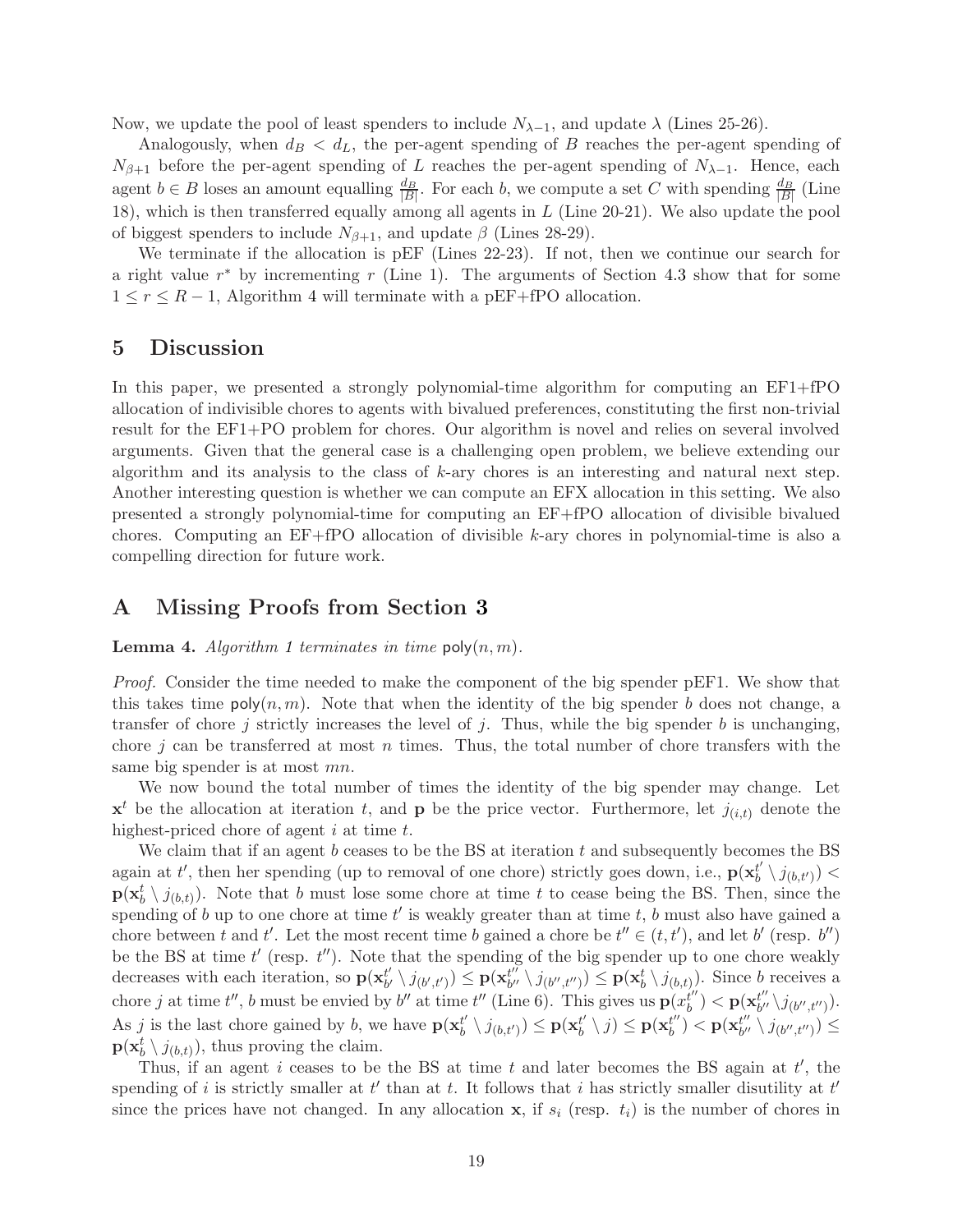Now, we update the pool of least spenders to include $N_{\lambda-1}$, and update $\lambda$ (Lines 25-26).

Analogously, when $d_B < d_L$, the per-agent spending of $B$ reaches the per-agent spending of $N_{\beta+1}$ before the per-agent spending of $L$ reaches the per-agent spending of $N_{\lambda-1}$. Hence, each agent $b \in B$ loses an amount equalling $\frac{d_B}{|B|}$. For each $b$, we compute a set $C$ with spending $\frac{d_B}{|B|}$ (Line 18), which is then transferred equally among all agents in $L$ (Line 20-21). We also update the pool of biggest spenders to include $N_{\beta+1}$, and update $\beta$ (Lines 28-29).

We terminate if the allocation is pEF (Lines 22-23). If not, then we continue our search for a right value $r^*$ by incrementing $r$ (Line 1). The arguments of Section 4.3 show that for some $1 \leq r \leq R-1$, Algorithm 4 will terminate with a pEF+fPO allocation.

## 5 Discussion

In this paper, we presented a strongly polynomial-time algorithm for computing an EF1+fPO allocation of indivisible chores to agents with bivalued preferences, constituting the first non-trivial result for the EF1+PO problem for chores. Our algorithm is novel and relies on several involved arguments. Given that the general case is a challenging open problem, we believe extending our algorithm and its analysis to the class of $k$-ary chores is an interesting and natural next step. Another interesting question is whether we can compute an EFX allocation in this setting. We also presented a strongly polynomial-time for computing an EF+fPO allocation of divisible bivalued chores. Computing an EF+fPO allocation of divisible $k$-ary chores in polynomial-time is also a compelling direction for future work.

## A Missing Proofs from Section 3

**Lemma 4.** *Algorithm 1 terminates in time* $\mathsf{poly}(n, m)$.

*Proof.* Consider the time needed to make the component of the big spender pEF1. We show that this takes time $\mathsf{poly}(n, m)$. Note that when the identity of the big spender $b$ does not change, a transfer of chore $j$ strictly increases the level of $j$. Thus, while the big spender $b$ is unchanging, chore $j$ can be transferred at most $n$ times. Thus, the total number of chore transfers with the same big spender is at most $mn$.

We now bound the total number of times the identity of the big spender may change. Let $\mathbf{x}^t$ be the allocation at iteration $t$, and $\mathbf{p}$ be the price vector. Furthermore, let $j_{(i,t)}$ denote the highest-priced chore of agent $i$ at time $t$.

We claim that if an agent $b$ ceases to be the BS at iteration $t$ and subsequently becomes the BS again at $t'$, then her spending (up to removal of one chore) strictly goes down, i.e., $\mathbf{p}(\mathbf{x}_b^{t'} \setminus j_{(b,t')}) < \mathbf{p}(\mathbf{x}_b^{t} \setminus j_{(b,t)})$. Note that $b$ must lose some chore at time $t$ to cease being the BS. Then, since the spending of $b$ up to one chore at time $t'$ is weakly greater than at time $t$, $b$ must also have gained a chore between $t$ and $t'$. Let the most recent time $b$ gained a chore be $t'' \in (t, t')$, and let $b'$ (resp. $b''$) be the BS at time $t'$ (resp. $t''$). Note that the spending of the big spender up to one chore weakly decreases with each iteration, so $\mathbf{p}(\mathbf{x}_{b'}^{t'} \setminus j_{(b',t')}) \leq \mathbf{p}(\mathbf{x}_{b''}^{t''} \setminus j_{(b'',t'')}) \leq \mathbf{p}(\mathbf{x}_b^{t} \setminus j_{(b,t)})$. Since $b$ receives a chore $j$ at time $t''$, $b$ must be envied by $b''$ at time $t''$ (Line 6). This gives us $\mathbf{p}(x_b^{t''}) < \mathbf{p}(\mathbf{x}_{b''}^{t''} \setminus j_{(b'',t'')})$. As $j$ is the last chore gained by $b$, we have $\mathbf{p}(\mathbf{x}_b^{t'} \setminus j_{(b,t')}) \leq \mathbf{p}(\mathbf{x}_b^{t'} \setminus j) \leq \mathbf{p}(\mathbf{x}_b^{t''}) < \mathbf{p}(\mathbf{x}_{b''}^{t''} \setminus j_{(b'',t'')}) \leq \mathbf{p}(\mathbf{x}_b^{t} \setminus j_{(b,t)})$, thus proving the claim.

Thus, if an agent $i$ ceases to be the BS at time $t$ and later becomes the BS again at $t'$, the spending of $i$ is strictly smaller at $t'$ than at $t$. It follows that $i$ has strictly smaller disutility at $t'$ since the prices have not changed. In any allocation $\mathbf{x}$, if $s_i$ (resp. $t_i$) is the number of chores in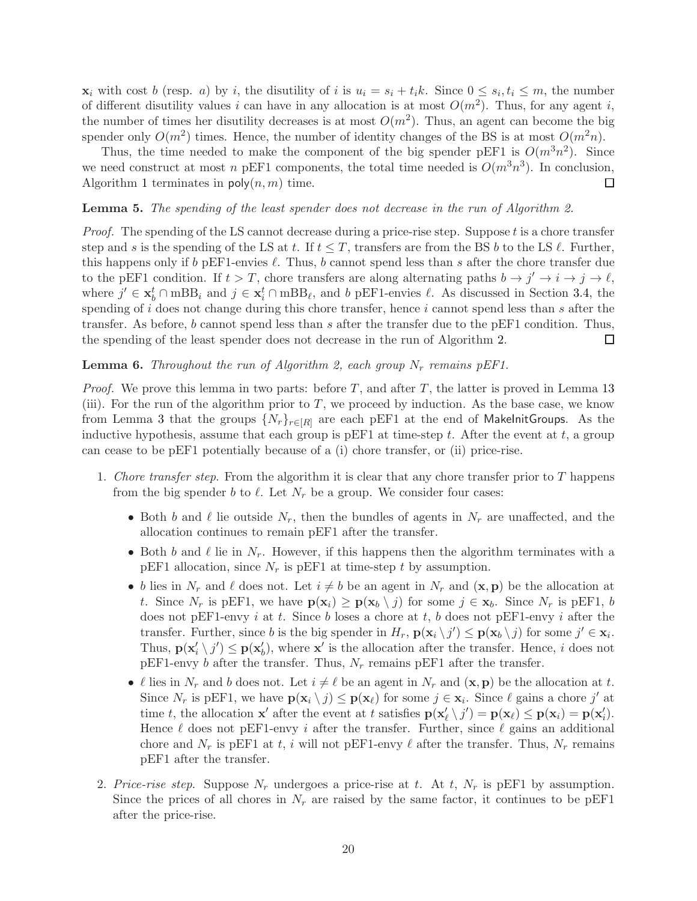$\mathbf{x}_i$ with cost $b$ (resp. $a$) by $i$, the disutility of $i$ is $u_i = s_i + t_i k$. Since $0 \le s_i, t_i \le m$, the number of different disutility values $i$ can have in any allocation is at most $O(m^2)$. Thus, for any agent $i$, the number of times her disutility decreases is at most $O(m^2)$. Thus, an agent can become the big spender only $O(m^2)$ times. Hence, the number of identity changes of the BS is at most $O(m^2 n)$.

Thus, the time needed to make the component of the big spender pEF1 is $O(m^3n^2)$. Since we need construct at most $n$ pEF1 components, the total time needed is $O(m^3n^3)$. In conclusion, Algorithm 1 terminates in $\mathsf{poly}(n, m)$ time. $\square$

**Lemma 5.** *The spending of the least spender does not decrease in the run of Algorithm 2.*

*Proof.* The spending of the LS cannot decrease during a price-rise step. Suppose $t$ is a chore transfer step and $s$ is the spending of the LS at $t$. If $t \le T$, transfers are from the BS $b$ to the LS $\ell$. Further, this happens only if $b$ pEF1-envies $\ell$. Thus, $b$ cannot spend less than $s$ after the chore transfer due to the pEF1 condition. If $t > T$, chore transfers are along alternating paths $b \to j' \to i \to j \to \ell$, where $j' \in \mathbf{x}_b^t \cap \mathrm{mBB}_i$ and $j \in \mathbf{x}_i^t \cap \mathrm{mBB}_\ell$, and $b$ pEF1-envies $\ell$. As discussed in Section 3.4, the spending of $i$ does not change during this chore transfer, hence $i$ cannot spend less than $s$ after the transfer. As before, $b$ cannot spend less than $s$ after the transfer due to the pEF1 condition. Thus, the spending of the least spender does not decrease in the run of Algorithm 2. $\square$

**Lemma 6.** *Throughout the run of Algorithm 2, each group $N_r$ remains pEF1.*

*Proof.* We prove this lemma in two parts: before $T$, and after $T$, the latter is proved in Lemma 13 (iii). For the run of the algorithm prior to $T$, we proceed by induction. As the base case, we know from Lemma 3 that the groups $\{N_r\}_{r\in[R]}$ are each pEF1 at the end of MakeInitGroups. As the inductive hypothesis, assume that each group is pEF1 at time-step $t$. After the event at $t$, a group can cease to be pEF1 potentially because of a (i) chore transfer, or (ii) price-rise.

1. *Chore transfer step.* From the algorithm it is clear that any chore transfer prior to $T$ happens from the big spender $b$ to $\ell$. Let $N_r$ be a group. We consider four cases:
   - Both $b$ and $\ell$ lie outside $N_r$, then the bundles of agents in $N_r$ are unaffected, and the allocation continues to remain pEF1 after the transfer.
   - Both $b$ and $\ell$ lie in $N_r$. However, if this happens then the algorithm terminates with a pEF1 allocation, since $N_r$ is pEF1 at time-step $t$ by assumption.
   - $b$ lies in $N_r$ and $\ell$ does not. Let $i \ne b$ be an agent in $N_r$ and $(\mathbf{x}, \mathbf{p})$ be the allocation at $t$. Since $N_r$ is pEF1, we have $\mathbf{p}(\mathbf{x}_i) \ge \mathbf{p}(\mathbf{x}_b \setminus j)$ for some $j \in \mathbf{x}_b$. Since $N_r$ is pEF1, $b$ does not pEF1-envy $i$ at $t$. Since $b$ loses a chore at $t$, $b$ does not pEF1-envy $i$ after the transfer. Further, since $b$ is the big spender in $H_r$, $\mathbf{p}(\mathbf{x}_i \setminus j') \le \mathbf{p}(\mathbf{x}_b \setminus j)$ for some $j' \in \mathbf{x}_i$. Thus, $\mathbf{p}(\mathbf{x}'_i \setminus j') \le \mathbf{p}(\mathbf{x}'_b)$, where $\mathbf{x}'$ is the allocation after the transfer. Hence, $i$ does not pEF1-envy $b$ after the transfer. Thus, $N_r$ remains pEF1 after the transfer.
   - $\ell$ lies in $N_r$ and $b$ does not. Let $i \ne \ell$ be an agent in $N_r$ and $(\mathbf{x}, \mathbf{p})$ be the allocation at $t$. Since $N_r$ is pEF1, we have $\mathbf{p}(\mathbf{x}_i \setminus j) \le \mathbf{p}(\mathbf{x}_\ell)$ for some $j \in \mathbf{x}_i$. Since $\ell$ gains a chore $j'$ at time $t$, the allocation $\mathbf{x}'$ after the event at $t$ satisfies $\mathbf{p}(\mathbf{x}'_\ell \setminus j') = \mathbf{p}(\mathbf{x}_\ell) \le \mathbf{p}(\mathbf{x}_i) = \mathbf{p}(\mathbf{x}'_i)$. Hence $\ell$ does not pEF1-envy $i$ after the transfer. Further, since $\ell$ gains an additional chore and $N_r$ is pEF1 at $t$, $i$ will not pEF1-envy $\ell$ after the transfer. Thus, $N_r$ remains pEF1 after the transfer.
2. *Price-rise step.* Suppose $N_r$ undergoes a price-rise at $t$. At $t$, $N_r$ is pEF1 by assumption. Since the prices of all chores in $N_r$ are raised by the same factor, it continues to be pEF1 after the price-rise.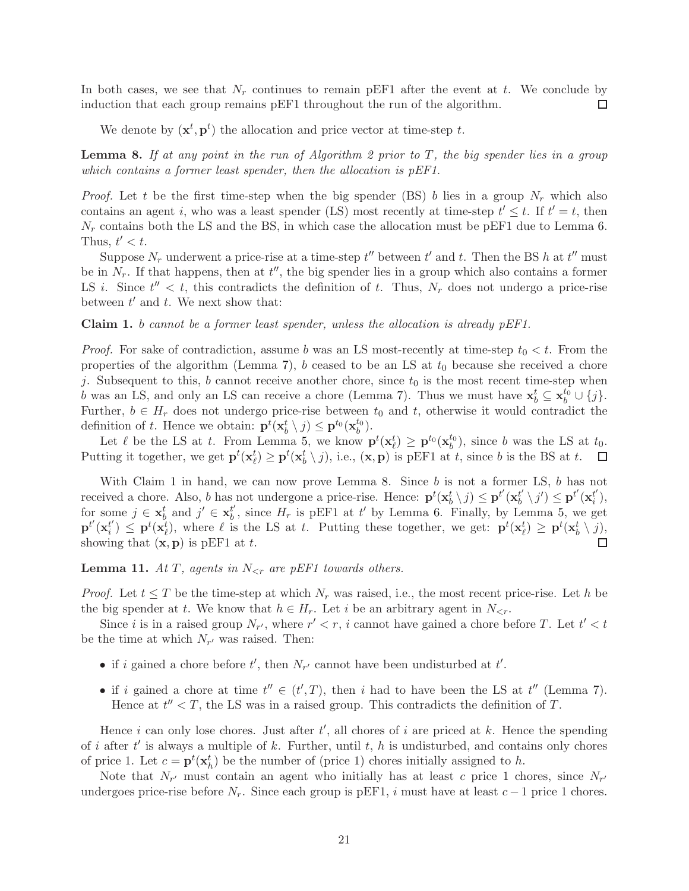In both cases, we see that $N_r$ continues to remain pEF1 after the event at $t$. We conclude by induction that each group remains pEF1 throughout the run of the algorithm. $\square$

We denote by $(\mathbf{x}^t, \mathbf{p}^t)$ the allocation and price vector at time-step $t$.

**Lemma 8.** *If at any point in the run of Algorithm 2 prior to $T$, the big spender lies in a group which contains a former least spender, then the allocation is pEF1.*

*Proof.* Let $t$ be the first time-step when the big spender (BS) $b$ lies in a group $N_r$ which also contains an agent $i$, who was a least spender (LS) most recently at time-step $t' \leq t$. If $t' = t$, then $N_r$ contains both the LS and the BS, in which case the allocation must be pEF1 due to Lemma 6. Thus, $t' < t$.

Suppose $N_r$ underwent a price-rise at a time-step $t''$ between $t'$ and $t$. Then the BS $h$ at $t''$ must be in $N_r$. If that happens, then at $t''$, the big spender lies in a group which also contains a former LS $i$. Since $t'' < t$, this contradicts the definition of $t$. Thus, $N_r$ does not undergo a price-rise between $t'$ and $t$. We next show that:

**Claim 1.** *$b$ cannot be a former least spender, unless the allocation is already pEF1.*

*Proof.* For sake of contradiction, assume $b$ was an LS most-recently at time-step $t_0 < t$. From the properties of the algorithm (Lemma 7), $b$ ceased to be an LS at $t_0$ because she received a chore $j$. Subsequent to this, $b$ cannot receive another chore, since $t_0$ is the most recent time-step when $b$ was an LS, and only an LS can receive a chore (Lemma 7). Thus we must have $\mathbf{x}_b^t \subseteq \mathbf{x}_b^{t_0} \cup \{j\}$. Further, $b \in H_r$ does not undergo price-rise between $t_0$ and $t$, otherwise it would contradict the definition of $t$. Hence we obtain: $\mathbf{p}^t(\mathbf{x}_b^t \setminus j) \leq \mathbf{p}^{t_0}(\mathbf{x}_b^{t_0})$.

Let $\ell$ be the LS at $t$. From Lemma 5, we know $\mathbf{p}^t(\mathbf{x}_\ell^t) \geq \mathbf{p}^{t_0}(\mathbf{x}_b^{t_0})$, since $b$ was the LS at $t_0$. Putting it together, we get $\mathbf{p}^t(\mathbf{x}_\ell^t) \geq \mathbf{p}^t(\mathbf{x}_b^t \setminus j)$, i.e., $(\mathbf{x}, \mathbf{p})$ is pEF1 at $t$, since $b$ is the BS at $t$. $\square$

With Claim 1 in hand, we can now prove Lemma 8. Since $b$ is not a former LS, $b$ has not received a chore. Also, $b$ has not undergone a price-rise. Hence: $\mathbf{p}^t(\mathbf{x}_b^t \setminus j) \leq \mathbf{p}^{t'}(\mathbf{x}_b^{t'} \setminus j') \leq \mathbf{p}^{t'}(\mathbf{x}_i^{t'})$, for some $j \in \mathbf{x}_b^t$ and $j' \in \mathbf{x}_b^{t'}$, since $H_r$ is pEF1 at $t'$ by Lemma 6. Finally, by Lemma 5, we get $\mathbf{p}^{t'}(\mathbf{x}_i^{t'}) \leq \mathbf{p}^t(\mathbf{x}_\ell^t)$, where $\ell$ is the LS at $t$. Putting these together, we get: $\mathbf{p}^t(\mathbf{x}_\ell^t) \geq \mathbf{p}^t(\mathbf{x}_b^t \setminus j)$, showing that $(\mathbf{x}, \mathbf{p})$ is pEF1 at $t$. $\square$

**Lemma 11.** *At $T$, agents in $N_{<r}$ are pEF1 towards others.*

*Proof.* Let $t \leq T$ be the time-step at which $N_r$ was raised, i.e., the most recent price-rise. Let $h$ be the big spender at $t$. We know that $h \in H_r$. Let $i$ be an arbitrary agent in $N_{<r}$.

Since $i$ is in a raised group $N_{r'}$, where $r' < r$, $i$ cannot have gained a chore before $T$. Let $t' < t$ be the time at which $N_{r'}$ was raised. Then:

- if $i$ gained a chore before $t'$, then $N_{r'}$ cannot have been undisturbed at $t'$.
- if $i$ gained a chore at time $t'' \in (t', T)$, then $i$ had to have been the LS at $t''$ (Lemma 7). Hence at $t'' < T$, the LS was in a raised group. This contradicts the definition of $T$.

Hence $i$ can only lose chores. Just after $t'$, all chores of $i$ are priced at $k$. Hence the spending of $i$ after $t'$ is always a multiple of $k$. Further, until $t$, $h$ is undisturbed, and contains only chores of price 1. Let $c = \mathbf{p}^t(\mathbf{x}_h^t)$ be the number of (price 1) chores initially assigned to $h$.

Note that $N_{r'}$ must contain an agent who initially has at least $c$ price 1 chores, since $N_{r'}$ undergoes price-rise before $N_r$. Since each group is pEF1, $i$ must have at least $c - 1$ price 1 chores.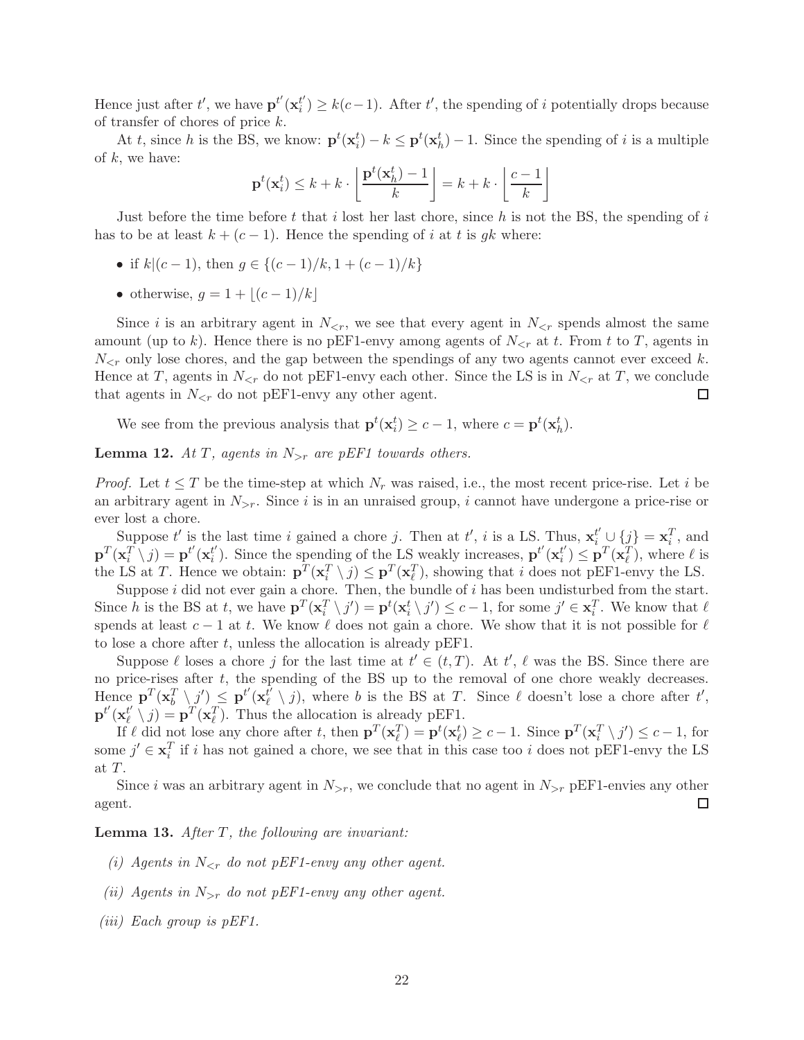Hence just after $t'$, we have $\mathbf{p}^{t'}(\mathbf{x}_i^{t'}) \geq k(c-1)$. After $t'$, the spending of $i$ potentially drops because of transfer of chores of price $k$.

At $t$, since $h$ is the BS, we know: $\mathbf{p}^t(\mathbf{x}_i^t) - k \leq \mathbf{p}^t(\mathbf{x}_h^t) - 1$. Since the spending of $i$ is a multiple of $k$, we have:

$$\mathbf{p}^t(\mathbf{x}_i^t) \leq k + k \cdot \left\lfloor \frac{\mathbf{p}^t(\mathbf{x}_h^t) - 1}{k} \right\rfloor = k + k \cdot \left\lfloor \frac{c-1}{k} \right\rfloor$$

Just before the time before $t$ that $i$ lost her last chore, since $h$ is not the BS, the spending of $i$ has to be at least $k + (c-1)$. Hence the spending of $i$ at $t$ is $gk$ where:

- if $k|(c-1)$, then $g \in \{(c-1)/k, 1 + (c-1)/k\}$
- otherwise, $g = 1 + \lfloor (c-1)/k \rfloor$

Since $i$ is an arbitrary agent in $N_{<r}$, we see that every agent in $N_{<r}$ spends almost the same amount (up to $k$). Hence there is no pEF1-envy among agents of $N_{<r}$ at $t$. From $t$ to $T$, agents in $N_{<r}$ only lose chores, and the gap between the spendings of any two agents cannot ever exceed $k$. Hence at $T$, agents in $N_{<r}$ do not pEF1-envy each other. Since the LS is in $N_{<r}$ at $T$, we conclude that agents in $N_{<r}$ do not pEF1-envy any other agent. ◻

We see from the previous analysis that $\mathbf{p}^t(\mathbf{x}_i^t) \geq c - 1$, where $c = \mathbf{p}^t(\mathbf{x}_h^t)$.

**Lemma 12.** *At $T$, agents in $N_{>r}$ are pEF1 towards others.*

*Proof.* Let $t \leq T$ be the time-step at which $N_r$ was raised, i.e., the most recent price-rise. Let $i$ be an arbitrary agent in $N_{>r}$. Since $i$ is in an unraised group, $i$ cannot have undergone a price-rise or ever lost a chore.

Suppose $t'$ is the last time $i$ gained a chore $j$. Then at $t'$, $i$ is a LS. Thus, $\mathbf{x}_i^{t'} \cup \{j\} = \mathbf{x}_i^T$, and $\mathbf{p}^T(\mathbf{x}_i^T \setminus j) = \mathbf{p}^{t'}(\mathbf{x}_i^{t'})$. Since the spending of the LS weakly increases, $\mathbf{p}^{t'}(\mathbf{x}_i^{t'}) \leq \mathbf{p}^T(\mathbf{x}_\ell^T)$, where $\ell$ is the LS at $T$. Hence we obtain: $\mathbf{p}^T(\mathbf{x}_i^T \setminus j) \leq \mathbf{p}^T(\mathbf{x}_\ell^T)$, showing that $i$ does not pEF1-envy the LS.

Suppose $i$ did not ever gain a chore. Then, the bundle of $i$ has been undisturbed from the start. Since $h$ is the BS at $t$, we have $\mathbf{p}^T(\mathbf{x}_i^T \setminus j') = \mathbf{p}^t(\mathbf{x}_i^t \setminus j') \leq c - 1$, for some $j' \in \mathbf{x}_i^T$. We know that $\ell$ spends at least $c-1$ at $t$. We know $\ell$ does not gain a chore. We show that it is not possible for $\ell$ to lose a chore after $t$, unless the allocation is already pEF1.

Suppose $\ell$ loses a chore $j$ for the last time at $t' \in (t, T)$. At $t'$, $\ell$ was the BS. Since there are no price-rises after $t$, the spending of the BS up to the removal of one chore weakly decreases. Hence $\mathbf{p}^T(\mathbf{x}_b^T \setminus j') \leq \mathbf{p}^{t'}(\mathbf{x}_\ell^{t'} \setminus j)$, where $b$ is the BS at $T$. Since $\ell$ doesn't lose a chore after $t'$, $\mathbf{p}^{t'}(\mathbf{x}_\ell^{t'} \setminus j) = \mathbf{p}^T(\mathbf{x}_\ell^T)$. Thus the allocation is already pEF1.

If $\ell$ did not lose any chore after $t$, then $\mathbf{p}^T(\mathbf{x}_\ell^T) = \mathbf{p}^t(\mathbf{x}_\ell^t) \geq c - 1$. Since $\mathbf{p}^T(\mathbf{x}_i^T \setminus j') \leq c - 1$, for some $j' \in \mathbf{x}_i^T$ if $i$ has not gained a chore, we see that in this case too $i$ does not pEF1-envy the LS at $T$.

Since $i$ was an arbitrary agent in $N_{>r}$, we conclude that no agent in $N_{>r}$ pEF1-envies any other agent. ◻

**Lemma 13.** *After $T$, the following are invariant:*

*(i) Agents in $N_{<r}$ do not pEF1-envy any other agent.*

*(ii) Agents in $N_{>r}$ do not pEF1-envy any other agent.*

*(iii) Each group is pEF1.*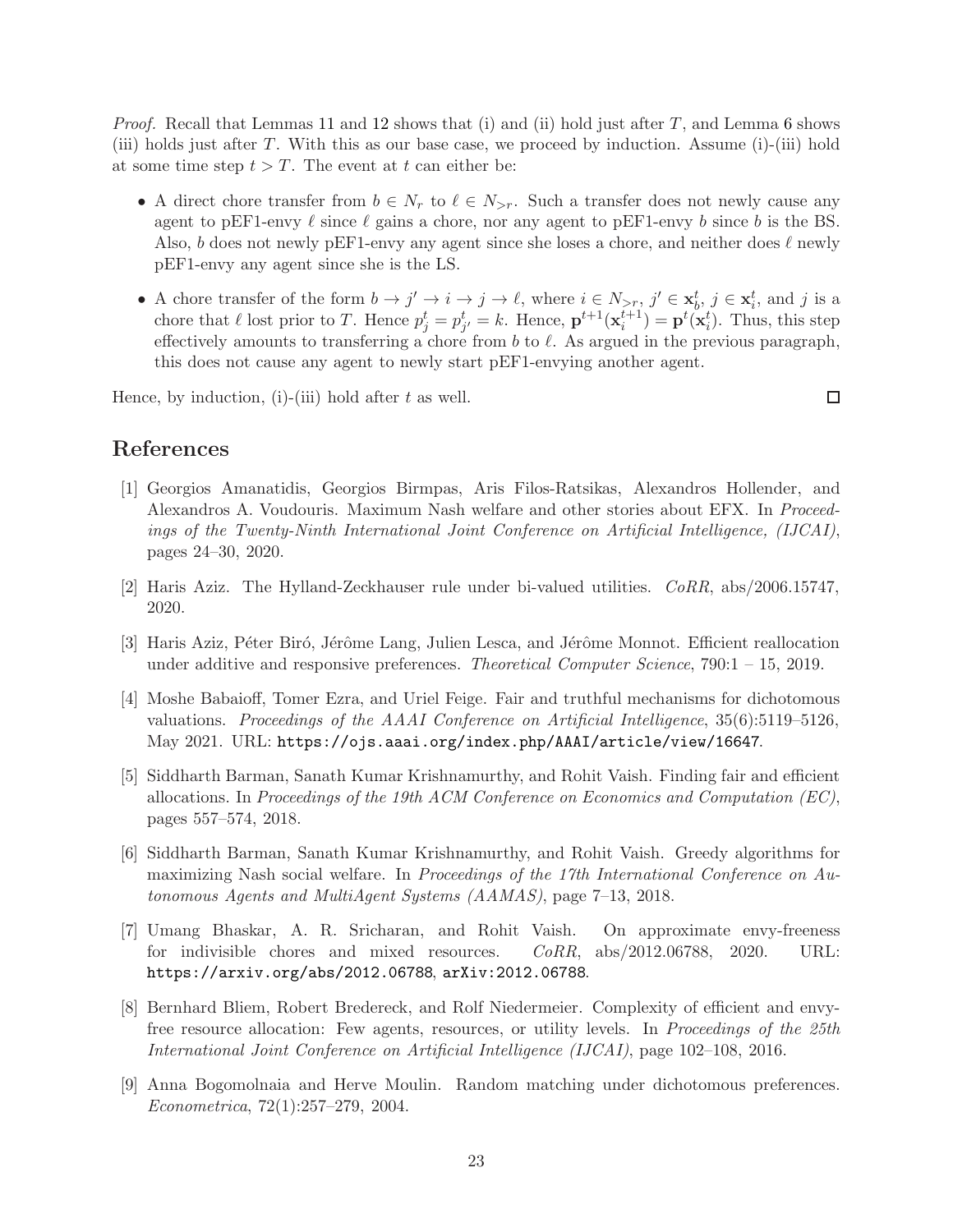*Proof.* Recall that Lemmas 11 and 12 shows that (i) and (ii) hold just after $T$, and Lemma 6 shows (iii) holds just after $T$. With this as our base case, we proceed by induction. Assume (i)-(iii) hold at some time step $t > T$. The event at $t$ can either be:

- A direct chore transfer from $b \in N_r$ to $\ell \in N_{>r}$. Such a transfer does not newly cause any agent to pEF1-envy $\ell$ since $\ell$ gains a chore, nor any agent to pEF1-envy $b$ since $b$ is the BS. Also, $b$ does not newly pEF1-envy any agent since she loses a chore, and neither does $\ell$ newly pEF1-envy any agent since she is the LS.
- A chore transfer of the form $b \to j' \to i \to j \to \ell$, where $i \in N_{>r}$, $j' \in \mathbf{x}_b^t$, $j \in \mathbf{x}_i^t$, and $j$ is a chore that $\ell$ lost prior to $T$. Hence $p_j^t = p_{j'}^t = k$. Hence, $\mathbf{p}^{t+1}(\mathbf{x}_i^{t+1}) = \mathbf{p}^t(\mathbf{x}_i^t)$. Thus, this step effectively amounts to transferring a chore from $b$ to $\ell$. As argued in the previous paragraph, this does not cause any agent to newly start pEF1-envying another agent.

Hence, by induction, (i)-(iii) hold after $t$ as well. ◻

# References

[1] Georgios Amanatidis, Georgios Birmpas, Aris Filos-Ratsikas, Alexandros Hollender, and Alexandros A. Voudouris. Maximum Nash welfare and other stories about EFX. In *Proceedings of the Twenty-Ninth International Joint Conference on Artificial Intelligence, (IJCAI)*, pages 24–30, 2020.

[2] Haris Aziz. The Hylland-Zeckhauser rule under bi-valued utilities. *CoRR*, abs/2006.15747, 2020.

[3] Haris Aziz, Péter Biró, Jérôme Lang, Julien Lesca, and Jérôme Monnot. Efficient reallocation under additive and responsive preferences. *Theoretical Computer Science*, 790:1 – 15, 2019.

[4] Moshe Babaioff, Tomer Ezra, and Uriel Feige. Fair and truthful mechanisms for dichotomous valuations. *Proceedings of the AAAI Conference on Artificial Intelligence*, 35(6):5119–5126, May 2021. URL: https://ojs.aaai.org/index.php/AAAI/article/view/16647.

[5] Siddharth Barman, Sanath Kumar Krishnamurthy, and Rohit Vaish. Finding fair and efficient allocations. In *Proceedings of the 19th ACM Conference on Economics and Computation (EC)*, pages 557–574, 2018.

[6] Siddharth Barman, Sanath Kumar Krishnamurthy, and Rohit Vaish. Greedy algorithms for maximizing Nash social welfare. In *Proceedings of the 17th International Conference on Autonomous Agents and MultiAgent Systems (AAMAS)*, page 7–13, 2018.

[7] Umang Bhaskar, A. R. Sricharan, and Rohit Vaish. On approximate envy-freeness for indivisible chores and mixed resources. *CoRR*, abs/2012.06788, 2020. URL: https://arxiv.org/abs/2012.06788, arXiv:2012.06788.

[8] Bernhard Bliem, Robert Bredereck, and Rolf Niedermeier. Complexity of efficient and envy-free resource allocation: Few agents, resources, or utility levels. In *Proceedings of the 25th International Joint Conference on Artificial Intelligence (IJCAI)*, page 102–108, 2016.

[9] Anna Bogomolnaia and Herve Moulin. Random matching under dichotomous preferences. *Econometrica*, 72(1):257–279, 2004.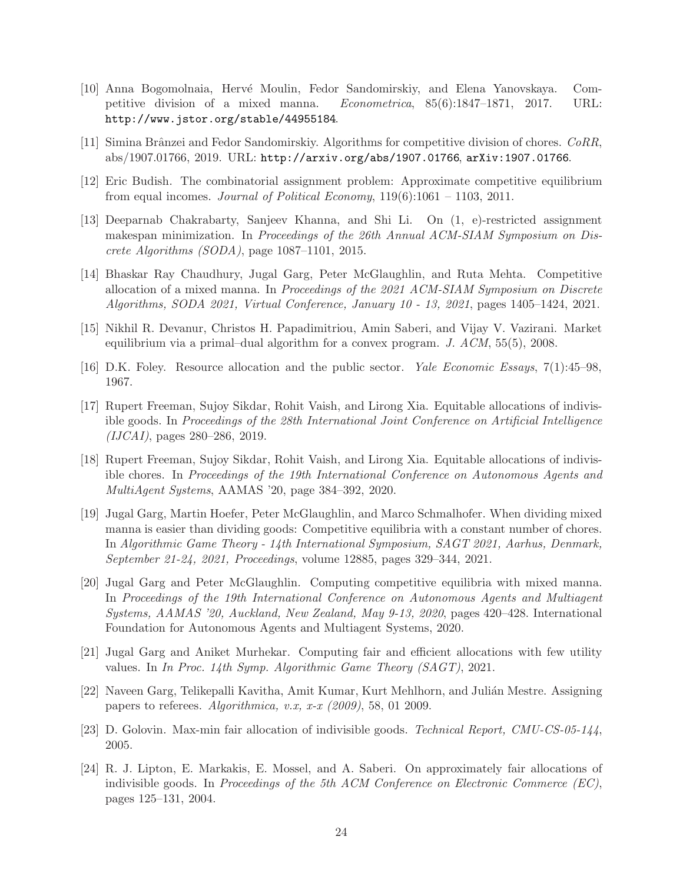[10] Anna Bogomolnaia, Hervé Moulin, Fedor Sandomirskiy, and Elena Yanovskaya. Competitive division of a mixed manna. *Econometrica*, 85(6):1847–1871, 2017. URL: http://www.jstor.org/stable/44955184.

[11] Simina Brânzei and Fedor Sandomirskiy. Algorithms for competitive division of chores. *CoRR*, abs/1907.01766, 2019. URL: http://arxiv.org/abs/1907.01766, arXiv:1907.01766.

[12] Eric Budish. The combinatorial assignment problem: Approximate competitive equilibrium from equal incomes. *Journal of Political Economy*, 119(6):1061 – 1103, 2011.

[13] Deeparnab Chakrabarty, Sanjeev Khanna, and Shi Li. On (1, e)-restricted assignment makespan minimization. In *Proceedings of the 26th Annual ACM-SIAM Symposium on Discrete Algorithms (SODA)*, page 1087–1101, 2015.

[14] Bhaskar Ray Chaudhury, Jugal Garg, Peter McGlaughlin, and Ruta Mehta. Competitive allocation of a mixed manna. In *Proceedings of the 2021 ACM-SIAM Symposium on Discrete Algorithms, SODA 2021, Virtual Conference, January 10 - 13, 2021*, pages 1405–1424, 2021.

[15] Nikhil R. Devanur, Christos H. Papadimitriou, Amin Saberi, and Vijay V. Vazirani. Market equilibrium via a primal–dual algorithm for a convex program. *J. ACM*, 55(5), 2008.

[16] D.K. Foley. Resource allocation and the public sector. *Yale Economic Essays*, 7(1):45–98, 1967.

[17] Rupert Freeman, Sujoy Sikdar, Rohit Vaish, and Lirong Xia. Equitable allocations of indivisible goods. In *Proceedings of the 28th International Joint Conference on Artificial Intelligence (IJCAI)*, pages 280–286, 2019.

[18] Rupert Freeman, Sujoy Sikdar, Rohit Vaish, and Lirong Xia. Equitable allocations of indivisible chores. In *Proceedings of the 19th International Conference on Autonomous Agents and MultiAgent Systems*, AAMAS '20, page 384–392, 2020.

[19] Jugal Garg, Martin Hoefer, Peter McGlaughlin, and Marco Schmalhofer. When dividing mixed manna is easier than dividing goods: Competitive equilibria with a constant number of chores. In *Algorithmic Game Theory - 14th International Symposium, SAGT 2021, Aarhus, Denmark, September 21-24, 2021, Proceedings*, volume 12885, pages 329–344, 2021.

[20] Jugal Garg and Peter McGlaughlin. Computing competitive equilibria with mixed manna. In *Proceedings of the 19th International Conference on Autonomous Agents and Multiagent Systems, AAMAS '20, Auckland, New Zealand, May 9-13, 2020*, pages 420–428. International Foundation for Autonomous Agents and Multiagent Systems, 2020.

[21] Jugal Garg and Aniket Murhekar. Computing fair and efficient allocations with few utility values. In *In Proc. 14th Symp. Algorithmic Game Theory (SAGT)*, 2021.

[22] Naveen Garg, Telikepalli Kavitha, Amit Kumar, Kurt Mehlhorn, and Julián Mestre. Assigning papers to referees. *Algorithmica, v.x, x-x (2009)*, 58, 01 2009.

[23] D. Golovin. Max-min fair allocation of indivisible goods. *Technical Report, CMU-CS-05-144*, 2005.

[24] R. J. Lipton, E. Markakis, E. Mossel, and A. Saberi. On approximately fair allocations of indivisible goods. In *Proceedings of the 5th ACM Conference on Electronic Commerce (EC)*, pages 125–131, 2004.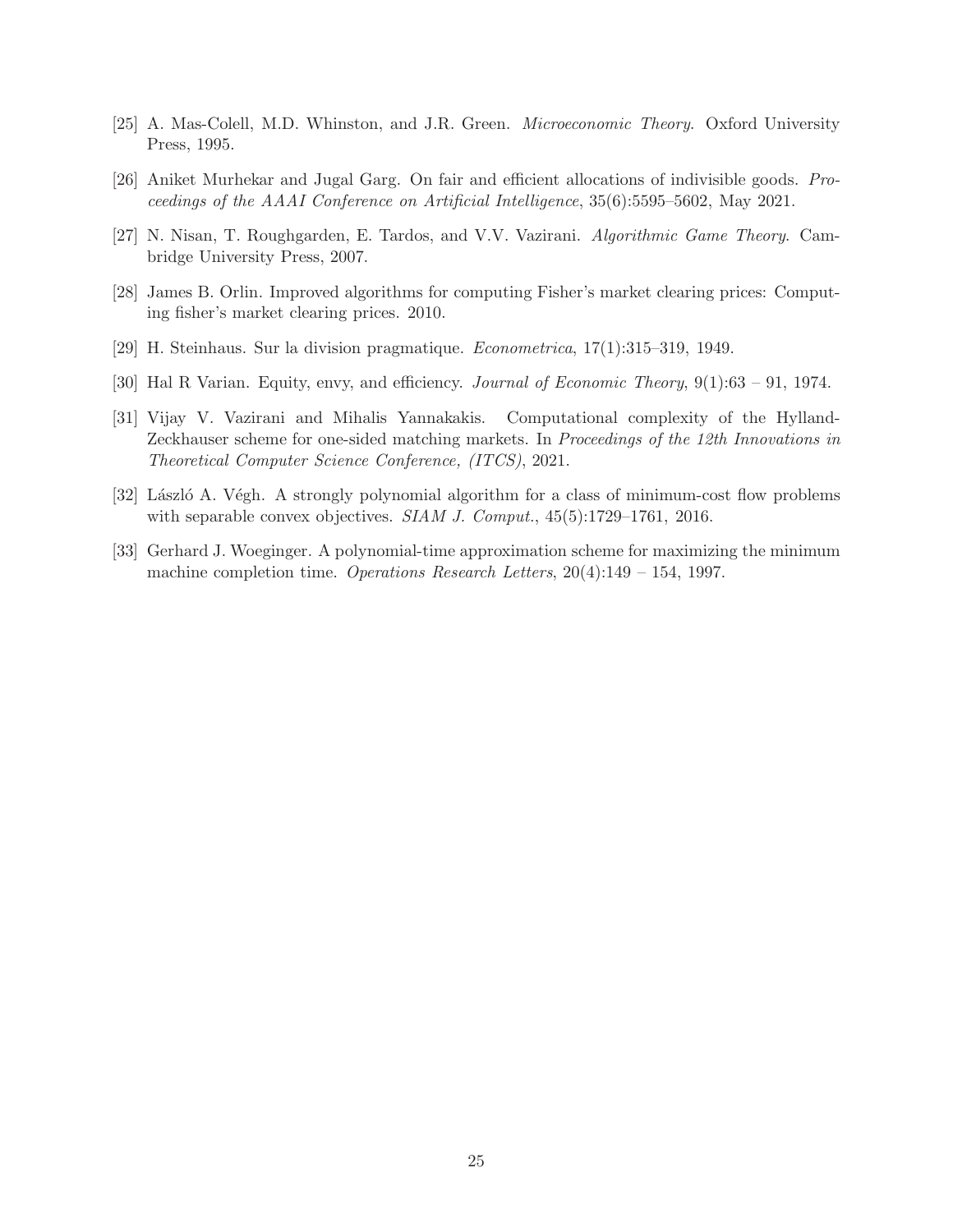[25] A. Mas-Colell, M.D. Whinston, and J.R. Green. *Microeconomic Theory*. Oxford University Press, 1995.

[26] Aniket Murhekar and Jugal Garg. On fair and efficient allocations of indivisible goods. *Proceedings of the AAAI Conference on Artificial Intelligence*, 35(6):5595–5602, May 2021.

[27] N. Nisan, T. Roughgarden, E. Tardos, and V.V. Vazirani. *Algorithmic Game Theory*. Cambridge University Press, 2007.

[28] James B. Orlin. Improved algorithms for computing Fisher's market clearing prices: Computing fisher's market clearing prices. 2010.

[29] H. Steinhaus. Sur la division pragmatique. *Econometrica*, 17(1):315–319, 1949.

[30] Hal R Varian. Equity, envy, and efficiency. *Journal of Economic Theory*, 9(1):63 – 91, 1974.

[31] Vijay V. Vazirani and Mihalis Yannakakis. Computational complexity of the Hylland-Zeckhauser scheme for one-sided matching markets. In *Proceedings of the 12th Innovations in Theoretical Computer Science Conference, (ITCS)*, 2021.

[32] László A. Végh. A strongly polynomial algorithm for a class of minimum-cost flow problems with separable convex objectives. *SIAM J. Comput.*, 45(5):1729–1761, 2016.

[33] Gerhard J. Woeginger. A polynomial-time approximation scheme for maximizing the minimum machine completion time. *Operations Research Letters*, 20(4):149 – 154, 1997.